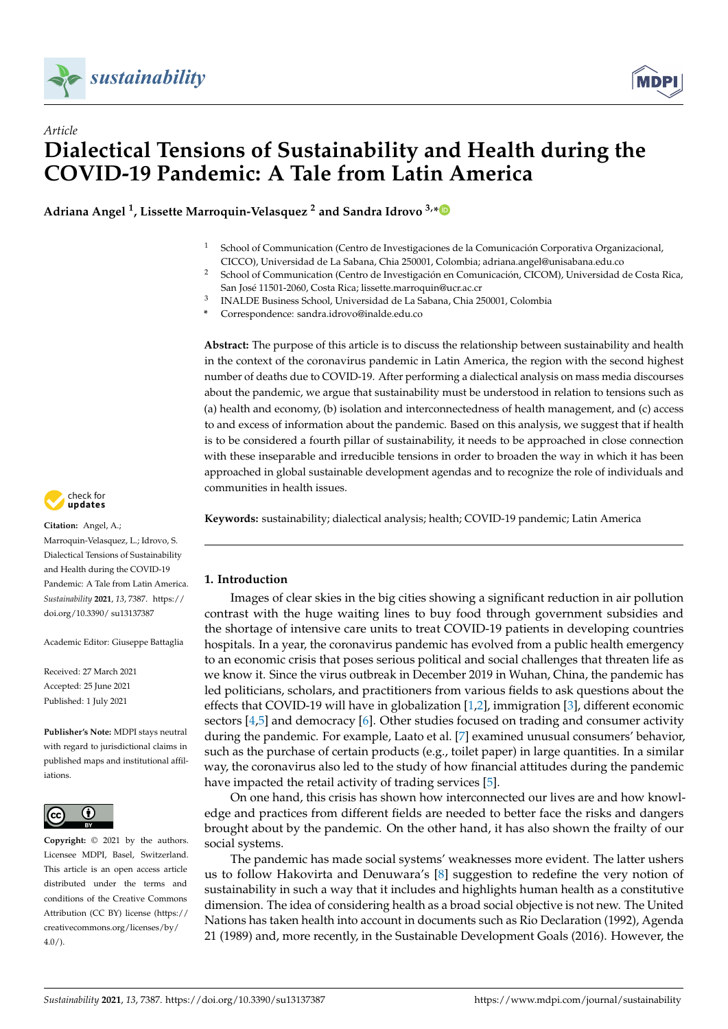*Article*

# Dialectical Tensions of Sustainability and Health during the COVID-19 Pandemic: A Tale from Latin America

**Adriana Angel [1], Lissette Marroquin-Velasquez [2] and Sandra Idrovo [3,*]**

[1] School of Communication (Centro de Investigaciones de la Comunicación Corporativa Organizacional, CICCO), Universidad de La Sabana, Chia 250001, Colombia; adriana.angel@unisabana.edu.co

[2] School of Communication (Centro de Investigación en Comunicación, CICOM), Universidad de Costa Rica, San José 11501-2060, Costa Rica; lissette.marroquin@ucr.ac.cr

[3] INALDE Business School, Universidad de La Sabana, Chia 250001, Colombia

* Correspondence: sandra.idrovo@inalde.edu.co

**Abstract:** The purpose of this article is to discuss the relationship between sustainability and health in the context of the coronavirus pandemic in Latin America, the region with the second highest number of deaths due to COVID-19. After performing a dialectical analysis on mass media discourses about the pandemic, we argue that sustainability must be understood in relation to tensions such as (a) health and economy, (b) isolation and interconnectedness of health management, and (c) access to and excess of information about the pandemic. Based on this analysis, we suggest that if health is to be considered a fourth pillar of sustainability, it needs to be approached in close connection with these inseparable and irreducible tensions in order to broaden the way in which it has been approached in global sustainable development agendas and to recognize the role of individuals and communities in health issues.

**Keywords:** sustainability; dialectical analysis; health; COVID-19 pandemic; Latin America

**Citation:** Angel, A.; Marroquin-Velasquez, L.; Idrovo, S. Dialectical Tensions of Sustainability and Health during the COVID-19 Pandemic: A Tale from Latin America. *Sustainability* **2021**, *13*, 7387. https://doi.org/10.3390/su13137387

Academic Editor: Giuseppe Battaglia

Received: 27 March 2021
Accepted: 25 June 2021
Published: 1 July 2021

**Publisher's Note:** MDPI stays neutral with regard to jurisdictional claims in published maps and institutional affiliations.

**Copyright:** © 2021 by the authors. Licensee MDPI, Basel, Switzerland. This article is an open access article distributed under the terms and conditions of the Creative Commons Attribution (CC BY) license (https://creativecommons.org/licenses/by/4.0/).

## 1. Introduction

Images of clear skies in the big cities showing a significant reduction in air pollution contrast with the huge waiting lines to buy food through government subsidies and the shortage of intensive care units to treat COVID-19 patients in developing countries hospitals. In a year, the coronavirus pandemic has evolved from a public health emergency to an economic crisis that poses serious political and social challenges that threaten life as we know it. Since the virus outbreak in December 2019 in Wuhan, China, the pandemic has led politicians, scholars, and practitioners from various fields to ask questions about the effects that COVID-19 will have in globalization [1,2], immigration [3], different economic sectors [4,5] and democracy [6]. Other studies focused on trading and consumer activity during the pandemic. For example, Laato et al. [7] examined unusual consumers' behavior, such as the purchase of certain products (e.g., toilet paper) in large quantities. In a similar way, the coronavirus also led to the study of how financial attitudes during the pandemic have impacted the retail activity of trading services [5].

On one hand, this crisis has shown how interconnected our lives are and how knowledge and practices from different fields are needed to better face the risks and dangers brought about by the pandemic. On the other hand, it has also shown the frailty of our social systems.

The pandemic has made social systems' weaknesses more evident. The latter ushers us to follow Hakovirta and Denuwara's [8] suggestion to redefine the very notion of sustainability in such a way that it includes and highlights human health as a constitutive dimension. The idea of considering health as a broad social objective is not new. The United Nations has taken health into account in documents such as Rio Declaration (1992), Agenda 21 (1989) and, more recently, in the Sustainable Development Goals (2016). However, the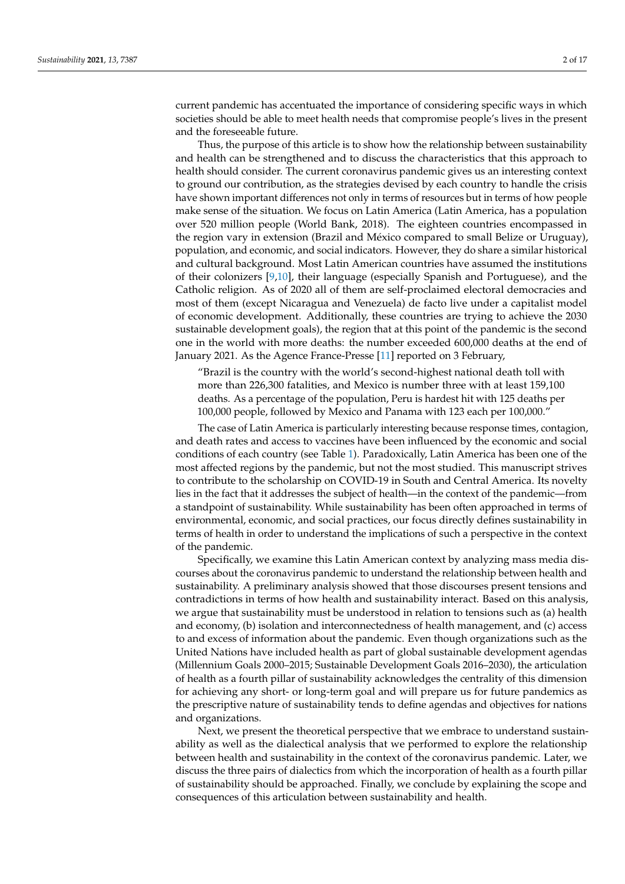current pandemic has accentuated the importance of considering specific ways in which societies should be able to meet health needs that compromise people's lives in the present and the foreseeable future.

Thus, the purpose of this article is to show how the relationship between sustainability and health can be strengthened and to discuss the characteristics that this approach to health should consider. The current coronavirus pandemic gives us an interesting context to ground our contribution, as the strategies devised by each country to handle the crisis have shown important differences not only in terms of resources but in terms of how people make sense of the situation. We focus on Latin America (Latin America, has a population over 520 million people (World Bank, 2018). The eighteen countries encompassed in the region vary in extension (Brazil and México compared to small Belize or Uruguay), population, and economic, and social indicators. However, they do share a similar historical and cultural background. Most Latin American countries have assumed the institutions of their colonizers [9,10], their language (especially Spanish and Portuguese), and the Catholic religion. As of 2020 all of them are self-proclaimed electoral democracies and most of them (except Nicaragua and Venezuela) de facto live under a capitalist model of economic development. Additionally, these countries are trying to achieve the 2030 sustainable development goals), the region that at this point of the pandemic is the second one in the world with more deaths: the number exceeded 600,000 deaths at the end of January 2021. As the Agence France-Presse [11] reported on 3 February,

> "Brazil is the country with the world's second-highest national death toll with more than 226,300 fatalities, and Mexico is number three with at least 159,100 deaths. As a percentage of the population, Peru is hardest hit with 125 deaths per 100,000 people, followed by Mexico and Panama with 123 each per 100,000."

The case of Latin America is particularly interesting because response times, contagion, and death rates and access to vaccines have been influenced by the economic and social conditions of each country (see Table 1). Paradoxically, Latin America has been one of the most affected regions by the pandemic, but not the most studied. This manuscript strives to contribute to the scholarship on COVID-19 in South and Central America. Its novelty lies in the fact that it addresses the subject of health—in the context of the pandemic—from a standpoint of sustainability. While sustainability has been often approached in terms of environmental, economic, and social practices, our focus directly defines sustainability in terms of health in order to understand the implications of such a perspective in the context of the pandemic.

Specifically, we examine this Latin American context by analyzing mass media discourses about the coronavirus pandemic to understand the relationship between health and sustainability. A preliminary analysis showed that those discourses present tensions and contradictions in terms of how health and sustainability interact. Based on this analysis, we argue that sustainability must be understood in relation to tensions such as (a) health and economy, (b) isolation and interconnectedness of health management, and (c) access to and excess of information about the pandemic. Even though organizations such as the United Nations have included health as part of global sustainable development agendas (Millennium Goals 2000–2015; Sustainable Development Goals 2016–2030), the articulation of health as a fourth pillar of sustainability acknowledges the centrality of this dimension for achieving any short- or long-term goal and will prepare us for future pandemics as the prescriptive nature of sustainability tends to define agendas and objectives for nations and organizations.

Next, we present the theoretical perspective that we embrace to understand sustainability as well as the dialectical analysis that we performed to explore the relationship between health and sustainability in the context of the coronavirus pandemic. Later, we discuss the three pairs of dialectics from which the incorporation of health as a fourth pillar of sustainability should be approached. Finally, we conclude by explaining the scope and consequences of this articulation between sustainability and health.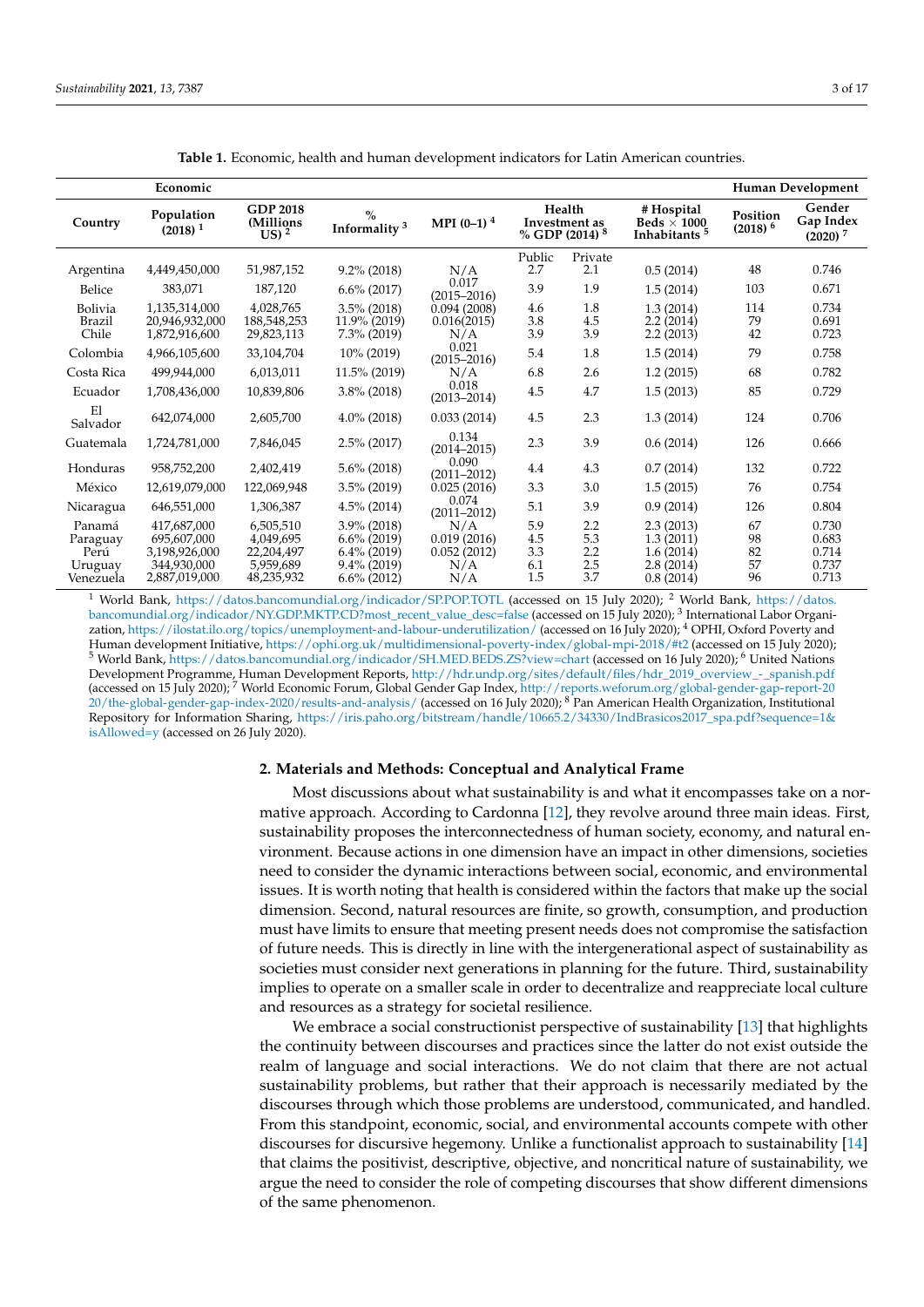**Table 1.** Economic, health and human development indicators for Latin American countries.

| | Economic | | | | | | | Human Development | |
|---|---|---|---|---|---|---|---|---|---|
| Country | Population (2018) [1] | GDP 2018 (Millions US) [2] | % Informality [3] | MPI (0–1) [4] | Health Investment as % GDP (2014) [8] | | # Hospital Beds × 1000 Inhabitants [5] | Position (2018) [6] | Gender Gap Index (2020) [7] |
| | | | | | Public | Private | | | |
| Argentina | 4,449,450,000 | 51,987,152 | 9.2% (2018) | N/A | 2.7 | 2.1 | 0.5 (2014) | 48 | 0.746 |
| Belice | 383,071 | 187,120 | 6.6% (2017) | 0.017 (2015–2016) | 3.9 | 1.9 | 1.5 (2014) | 103 | 0.671 |
| Bolivia | 1,135,314,000 | 4,028,765 | 3.5% (2018) | 0.094 (2008) | 4.6 | 1.8 | 1.3 (2014) | 114 | 0.734 |
| Brazil | 20,946,932,000 | 188,548,253 | 11.9% (2019) | 0.016(2015) | 3.8 | 4.5 | 2.2 (2014) | 79 | 0.691 |
| Chile | 1,872,916,600 | 29,823,113 | 7.3% (2019) | N/A | 3.9 | 3.9 | 2.2 (2013) | 42 | 0.723 |
| Colombia | 4,966,105,600 | 33,104,704 | 10% (2019) | 0.021 (2015–2016) | 5.4 | 1.8 | 1.5 (2014) | 79 | 0.758 |
| Costa Rica | 499,944,000 | 6,013,011 | 11.5% (2019) | N/A | 6.8 | 2.6 | 1.2 (2015) | 68 | 0.782 |
| Ecuador | 1,708,436,000 | 10,839,806 | 3.8% (2018) | 0.018 (2013–2014) | 4.5 | 4.7 | 1.5 (2013) | 85 | 0.729 |
| El Salvador | 642,074,000 | 2,605,700 | 4.0% (2018) | 0.033 (2014) | 4.5 | 2.3 | 1.3 (2014) | 124 | 0.706 |
| Guatemala | 1,724,781,000 | 7,846,045 | 2.5% (2017) | 0.134 (2014–2015) | 2.3 | 3.9 | 0.6 (2014) | 126 | 0.666 |
| Honduras | 958,752,200 | 2,402,419 | 5.6% (2018) | 0.090 (2011–2012) | 4.4 | 4.3 | 0.7 (2014) | 132 | 0.722 |
| México | 12,619,079,000 | 122,069,948 | 3.5% (2019) | 0.025 (2016) | 3.3 | 3.0 | 1.5 (2015) | 76 | 0.754 |
| Nicaragua | 646,551,000 | 1,306,387 | 4.5% (2014) | 0.074 (2011–2012) | 5.1 | 3.9 | 0.9 (2014) | 126 | 0.804 |
| Panamá | 417,687,000 | 6,505,510 | 3.9% (2018) | N/A | 5.9 | 2.2 | 2.3 (2013) | 67 | 0.730 |
| Paraguay | 695,607,000 | 4,049,695 | 6.6% (2019) | 0.019 (2016) | 4.5 | 5.3 | 1.3 (2011) | 98 | 0.683 |
| Perú | 3,198,926,000 | 22,204,497 | 6.4% (2019) | 0.052 (2012) | 3.3 | 2.2 | 1.6 (2014) | 82 | 0.714 |
| Uruguay | 344,930,000 | 5,959,689 | 9.4% (2019) | N/A | 6.1 | 2.5 | 2.8 (2014) | 57 | 0.737 |
| Venezuela | 2,887,019,000 | 48,235,932 | 6.6% (2012) | N/A | 1.5 | 3.7 | 0.8 (2014) | 96 | 0.713 |

[1] World Bank, https://datos.bancomundial.org/indicador/SP.POP.TOTL (accessed on 15 July 2020); [2] World Bank, https://datos.bancomundial.org/indicador/NY.GDP.MKTP.CD?most_recent_value_desc=false (accessed on 15 July 2020); [3] International Labor Organization, https://ilostat.ilo.org/topics/unemployment-and-labour-underutilization/ (accessed on 16 July 2020); [4] OPHI, Oxford Poverty and Human development Initiative, https://ophi.org.uk/multidimensional-poverty-index/global-mpi-2018/#t2 (accessed on 15 July 2020); [5] World Bank, https://datos.bancomundial.org/indicador/SH.MED.BEDS.ZS?view=chart (accessed on 16 July 2020); [6] United Nations Development Programme, Human Development Reports, http://hdr.undp.org/sites/default/files/hdr_2019_overview_-_spanish.pdf (accessed on 15 July 2020); [7] World Economic Forum, Global Gender Gap Index, http://reports.weforum.org/global-gender-gap-report-2020/the-global-gender-gap-index-2020/results-and-analysis/ (accessed on 16 July 2020); [8] Pan American Health Organization, Institutional Repository for Information Sharing, https://iris.paho.org/bitstream/handle/10665.2/34330/IndBrasicos2017_spa.pdf?sequence=1&isAllowed=y (accessed on 26 July 2020).

## 2. Materials and Methods: Conceptual and Analytical Frame

Most discussions about what sustainability is and what it encompasses take on a normative approach. According to Cardonna [12], they revolve around three main ideas. First, sustainability proposes the interconnectedness of human society, economy, and natural environment. Because actions in one dimension have an impact in other dimensions, societies need to consider the dynamic interactions between social, economic, and environmental issues. It is worth noting that health is considered within the factors that make up the social dimension. Second, natural resources are finite, so growth, consumption, and production must have limits to ensure that meeting present needs does not compromise the satisfaction of future needs. This is directly in line with the intergenerational aspect of sustainability as societies must consider next generations in planning for the future. Third, sustainability implies to operate on a smaller scale in order to decentralize and reappreciate local culture and resources as a strategy for societal resilience.

We embrace a social constructionist perspective of sustainability [13] that highlights the continuity between discourses and practices since the latter do not exist outside the realm of language and social interactions. We do not claim that there are not actual sustainability problems, but rather that their approach is necessarily mediated by the discourses through which those problems are understood, communicated, and handled. From this standpoint, economic, social, and environmental accounts compete with other discourses for discursive hegemony. Unlike a functionalist approach to sustainability [14] that claims the positivist, descriptive, objective, and noncritical nature of sustainability, we argue the need to consider the role of competing discourses that show different dimensions of the same phenomenon.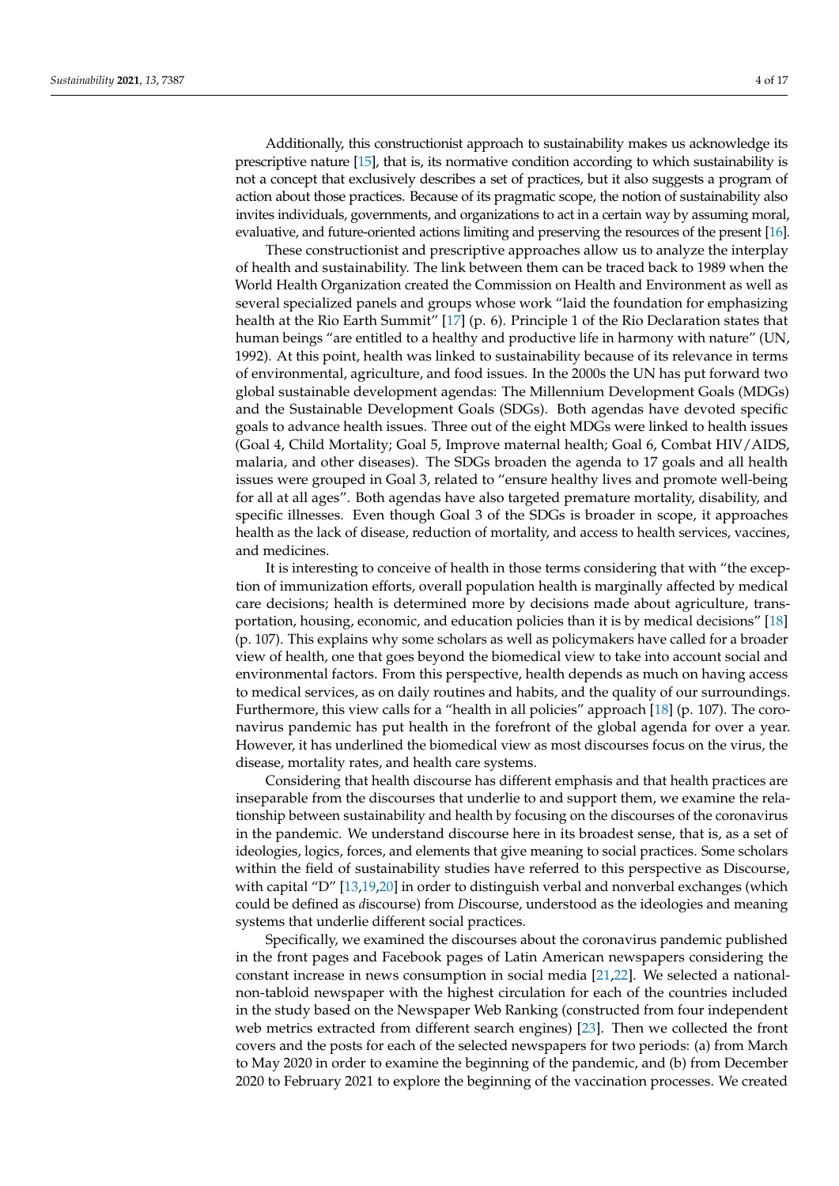Additionally, this constructionist approach to sustainability makes us acknowledge its prescriptive nature [15], that is, its normative condition according to which sustainability is not a concept that exclusively describes a set of practices, but it also suggests a program of action about those practices. Because of its pragmatic scope, the notion of sustainability also invites individuals, governments, and organizations to act in a certain way by assuming moral, evaluative, and future-oriented actions limiting and preserving the resources of the present [16].

These constructionist and prescriptive approaches allow us to analyze the interplay of health and sustainability. The link between them can be traced back to 1989 when the World Health Organization created the Commission on Health and Environment as well as several specialized panels and groups whose work "laid the foundation for emphasizing health at the Rio Earth Summit" [17] (p. 6). Principle 1 of the Rio Declaration states that human beings "are entitled to a healthy and productive life in harmony with nature" (UN, 1992). At this point, health was linked to sustainability because of its relevance in terms of environmental, agriculture, and food issues. In the 2000s the UN has put forward two global sustainable development agendas: The Millennium Development Goals (MDGs) and the Sustainable Development Goals (SDGs). Both agendas have devoted specific goals to advance health issues. Three out of the eight MDGs were linked to health issues (Goal 4, Child Mortality; Goal 5, Improve maternal health; Goal 6, Combat HIV/AIDS, malaria, and other diseases). The SDGs broaden the agenda to 17 goals and all health issues were grouped in Goal 3, related to "ensure healthy lives and promote well-being for all at all ages". Both agendas have also targeted premature mortality, disability, and specific illnesses. Even though Goal 3 of the SDGs is broader in scope, it approaches health as the lack of disease, reduction of mortality, and access to health services, vaccines, and medicines.

It is interesting to conceive of health in those terms considering that with "the exception of immunization efforts, overall population health is marginally affected by medical care decisions; health is determined more by decisions made about agriculture, transportation, housing, economic, and education policies than it is by medical decisions" [18] (p. 107). This explains why some scholars as well as policymakers have called for a broader view of health, one that goes beyond the biomedical view to take into account social and environmental factors. From this perspective, health depends as much on having access to medical services, as on daily routines and habits, and the quality of our surroundings. Furthermore, this view calls for a "health in all policies" approach [18] (p. 107). The coronavirus pandemic has put health in the forefront of the global agenda for over a year. However, it has underlined the biomedical view as most discourses focus on the virus, the disease, mortality rates, and health care systems.

Considering that health discourse has different emphasis and that health practices are inseparable from the discourses that underlie to and support them, we examine the relationship between sustainability and health by focusing on the discourses of the coronavirus in the pandemic. We understand discourse here in its broadest sense, that is, as a set of ideologies, logics, forces, and elements that give meaning to social practices. Some scholars within the field of sustainability studies have referred to this perspective as Discourse, with capital "D" [13,19,20] in order to distinguish verbal and nonverbal exchanges (which could be defined as *d*iscourse) from *D*iscourse, understood as the ideologies and meaning systems that underlie different social practices.

Specifically, we examined the discourses about the coronavirus pandemic published in the front pages and Facebook pages of Latin American newspapers considering the constant increase in news consumption in social media [21,22]. We selected a national-non-tabloid newspaper with the highest circulation for each of the countries included in the study based on the Newspaper Web Ranking (constructed from four independent web metrics extracted from different search engines) [23]. Then we collected the front covers and the posts for each of the selected newspapers for two periods: (a) from March to May 2020 in order to examine the beginning of the pandemic, and (b) from December 2020 to February 2021 to explore the beginning of the vaccination processes. We created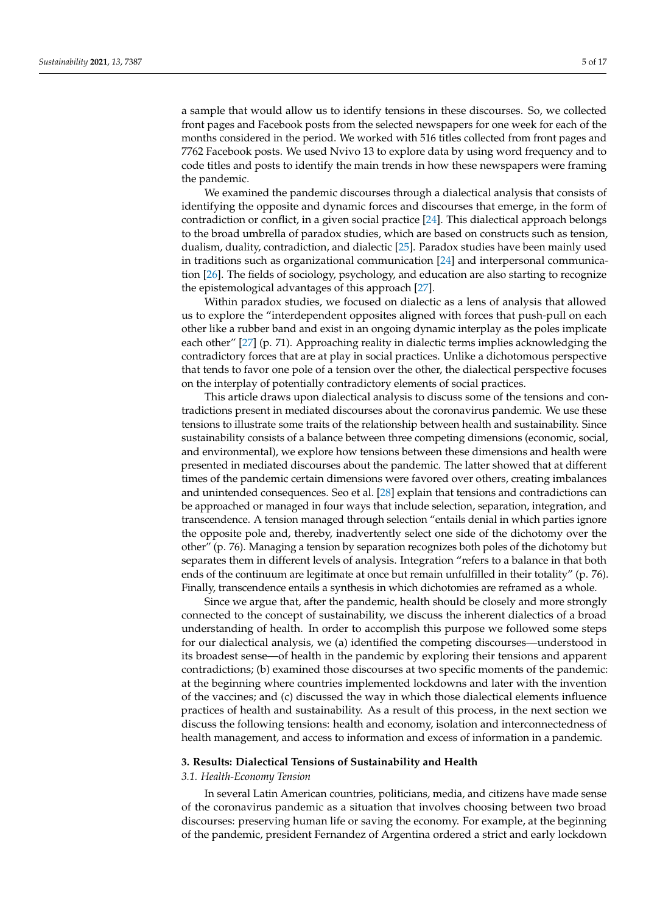a sample that would allow us to identify tensions in these discourses. So, we collected front pages and Facebook posts from the selected newspapers for one week for each of the months considered in the period. We worked with 516 titles collected from front pages and 7762 Facebook posts. We used Nvivo 13 to explore data by using word frequency and to code titles and posts to identify the main trends in how these newspapers were framing the pandemic.

We examined the pandemic discourses through a dialectical analysis that consists of identifying the opposite and dynamic forces and discourses that emerge, in the form of contradiction or conflict, in a given social practice [24]. This dialectical approach belongs to the broad umbrella of paradox studies, which are based on constructs such as tension, dualism, duality, contradiction, and dialectic [25]. Paradox studies have been mainly used in traditions such as organizational communication [24] and interpersonal communication [26]. The fields of sociology, psychology, and education are also starting to recognize the epistemological advantages of this approach [27].

Within paradox studies, we focused on dialectic as a lens of analysis that allowed us to explore the "interdependent opposites aligned with forces that push-pull on each other like a rubber band and exist in an ongoing dynamic interplay as the poles implicate each other" [27] (p. 71). Approaching reality in dialectic terms implies acknowledging the contradictory forces that are at play in social practices. Unlike a dichotomous perspective that tends to favor one pole of a tension over the other, the dialectical perspective focuses on the interplay of potentially contradictory elements of social practices.

This article draws upon dialectical analysis to discuss some of the tensions and contradictions present in mediated discourses about the coronavirus pandemic. We use these tensions to illustrate some traits of the relationship between health and sustainability. Since sustainability consists of a balance between three competing dimensions (economic, social, and environmental), we explore how tensions between these dimensions and health were presented in mediated discourses about the pandemic. The latter showed that at different times of the pandemic certain dimensions were favored over others, creating imbalances and unintended consequences. Seo et al. [28] explain that tensions and contradictions can be approached or managed in four ways that include selection, separation, integration, and transcendence. A tension managed through selection "entails denial in which parties ignore the opposite pole and, thereby, inadvertently select one side of the dichotomy over the other" (p. 76). Managing a tension by separation recognizes both poles of the dichotomy but separates them in different levels of analysis. Integration "refers to a balance in that both ends of the continuum are legitimate at once but remain unfulfilled in their totality" (p. 76). Finally, transcendence entails a synthesis in which dichotomies are reframed as a whole.

Since we argue that, after the pandemic, health should be closely and more strongly connected to the concept of sustainability, we discuss the inherent dialectics of a broad understanding of health. In order to accomplish this purpose we followed some steps for our dialectical analysis, we (a) identified the competing discourses—understood in its broadest sense—of health in the pandemic by exploring their tensions and apparent contradictions; (b) examined those discourses at two specific moments of the pandemic: at the beginning where countries implemented lockdowns and later with the invention of the vaccines; and (c) discussed the way in which those dialectical elements influence practices of health and sustainability. As a result of this process, in the next section we discuss the following tensions: health and economy, isolation and interconnectedness of health management, and access to information and excess of information in a pandemic.

## 3. Results: Dialectical Tensions of Sustainability and Health

### 3.1. Health-Economy Tension

In several Latin American countries, politicians, media, and citizens have made sense of the coronavirus pandemic as a situation that involves choosing between two broad discourses: preserving human life or saving the economy. For example, at the beginning of the pandemic, president Fernandez of Argentina ordered a strict and early lockdown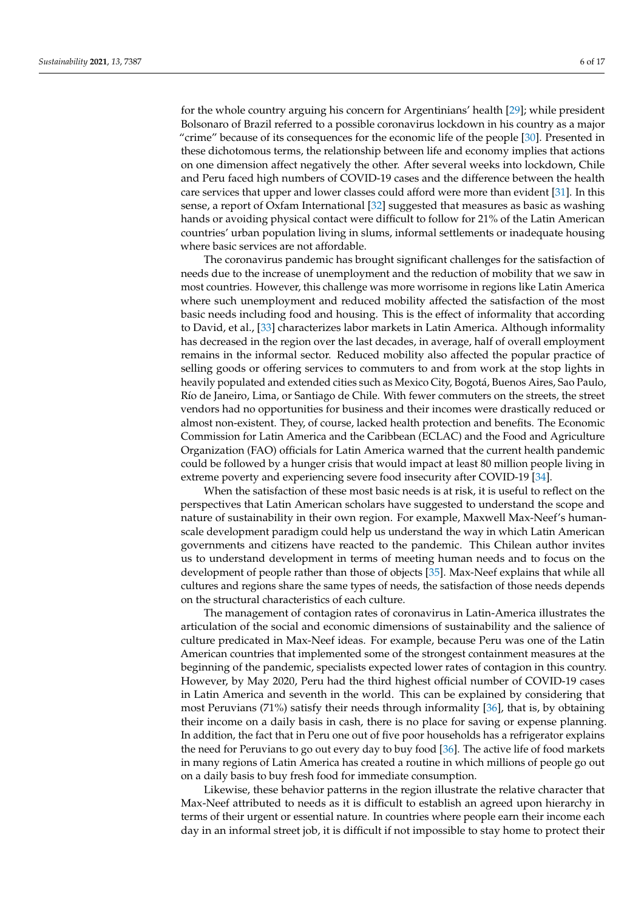for the whole country arguing his concern for Argentinians' health [29]; while president Bolsonaro of Brazil referred to a possible coronavirus lockdown in his country as a major "crime" because of its consequences for the economic life of the people [30]. Presented in these dichotomous terms, the relationship between life and economy implies that actions on one dimension affect negatively the other. After several weeks into lockdown, Chile and Peru faced high numbers of COVID-19 cases and the difference between the health care services that upper and lower classes could afford were more than evident [31]. In this sense, a report of Oxfam International [32] suggested that measures as basic as washing hands or avoiding physical contact were difficult to follow for 21% of the Latin American countries' urban population living in slums, informal settlements or inadequate housing where basic services are not affordable.

The coronavirus pandemic has brought significant challenges for the satisfaction of needs due to the increase of unemployment and the reduction of mobility that we saw in most countries. However, this challenge was more worrisome in regions like Latin America where such unemployment and reduced mobility affected the satisfaction of the most basic needs including food and housing. This is the effect of informality that according to David, et al., [33] characterizes labor markets in Latin America. Although informality has decreased in the region over the last decades, in average, half of overall employment remains in the informal sector. Reduced mobility also affected the popular practice of selling goods or offering services to commuters to and from work at the stop lights in heavily populated and extended cities such as Mexico City, Bogotá, Buenos Aires, Sao Paulo, Río de Janeiro, Lima, or Santiago de Chile. With fewer commuters on the streets, the street vendors had no opportunities for business and their incomes were drastically reduced or almost non-existent. They, of course, lacked health protection and benefits. The Economic Commission for Latin America and the Caribbean (ECLAC) and the Food and Agriculture Organization (FAO) officials for Latin America warned that the current health pandemic could be followed by a hunger crisis that would impact at least 80 million people living in extreme poverty and experiencing severe food insecurity after COVID-19 [34].

When the satisfaction of these most basic needs is at risk, it is useful to reflect on the perspectives that Latin American scholars have suggested to understand the scope and nature of sustainability in their own region. For example, Maxwell Max-Neef's human-scale development paradigm could help us understand the way in which Latin American governments and citizens have reacted to the pandemic. This Chilean author invites us to understand development in terms of meeting human needs and to focus on the development of people rather than those of objects [35]. Max-Neef explains that while all cultures and regions share the same types of needs, the satisfaction of those needs depends on the structural characteristics of each culture.

The management of contagion rates of coronavirus in Latin-America illustrates the articulation of the social and economic dimensions of sustainability and the salience of culture predicated in Max-Neef ideas. For example, because Peru was one of the Latin American countries that implemented some of the strongest containment measures at the beginning of the pandemic, specialists expected lower rates of contagion in this country. However, by May 2020, Peru had the third highest official number of COVID-19 cases in Latin America and seventh in the world. This can be explained by considering that most Peruvians (71%) satisfy their needs through informality [36], that is, by obtaining their income on a daily basis in cash, there is no place for saving or expense planning. In addition, the fact that in Peru one out of five poor households has a refrigerator explains the need for Peruvians to go out every day to buy food [36]. The active life of food markets in many regions of Latin America has created a routine in which millions of people go out on a daily basis to buy fresh food for immediate consumption.

Likewise, these behavior patterns in the region illustrate the relative character that Max-Neef attributed to needs as it is difficult to establish an agreed upon hierarchy in terms of their urgent or essential nature. In countries where people earn their income each day in an informal street job, it is difficult if not impossible to stay home to protect their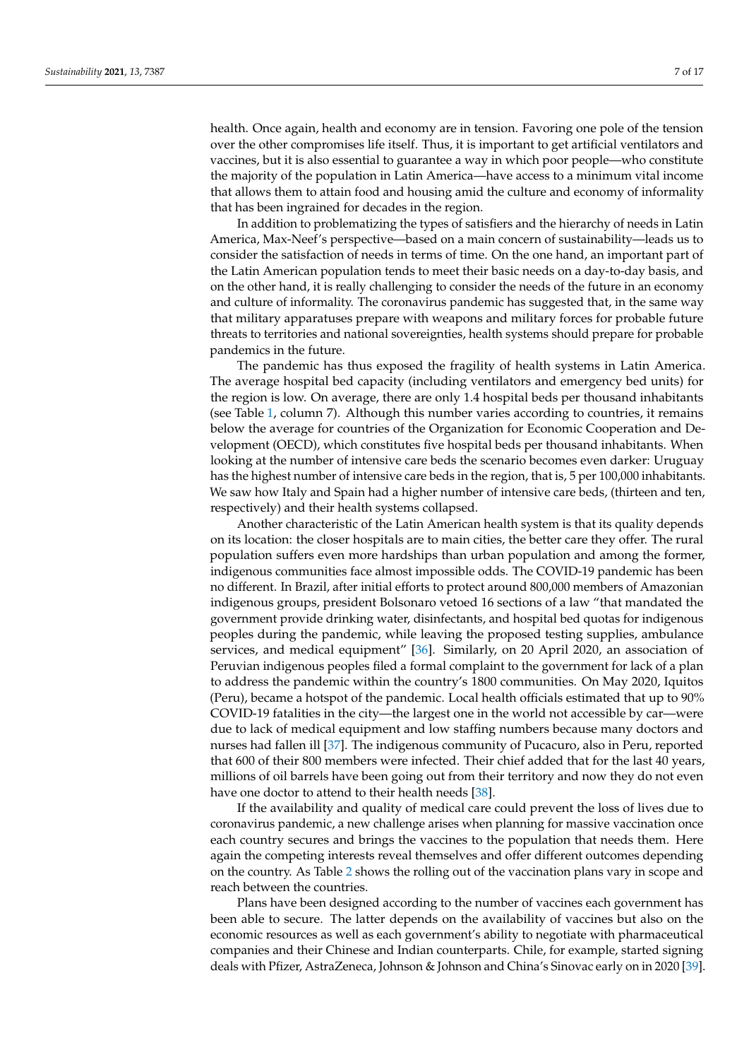health. Once again, health and economy are in tension. Favoring one pole of the tension over the other compromises life itself. Thus, it is important to get artificial ventilators and vaccines, but it is also essential to guarantee a way in which poor people—who constitute the majority of the population in Latin America—have access to a minimum vital income that allows them to attain food and housing amid the culture and economy of informality that has been ingrained for decades in the region.

In addition to problematizing the types of satisfiers and the hierarchy of needs in Latin America, Max-Neef's perspective—based on a main concern of sustainability—leads us to consider the satisfaction of needs in terms of time. On the one hand, an important part of the Latin American population tends to meet their basic needs on a day-to-day basis, and on the other hand, it is really challenging to consider the needs of the future in an economy and culture of informality. The coronavirus pandemic has suggested that, in the same way that military apparatuses prepare with weapons and military forces for probable future threats to territories and national sovereignties, health systems should prepare for probable pandemics in the future.

The pandemic has thus exposed the fragility of health systems in Latin America. The average hospital bed capacity (including ventilators and emergency bed units) for the region is low. On average, there are only 1.4 hospital beds per thousand inhabitants (see Table 1, column 7). Although this number varies according to countries, it remains below the average for countries of the Organization for Economic Cooperation and Development (OECD), which constitutes five hospital beds per thousand inhabitants. When looking at the number of intensive care beds the scenario becomes even darker: Uruguay has the highest number of intensive care beds in the region, that is, 5 per 100,000 inhabitants. We saw how Italy and Spain had a higher number of intensive care beds, (thirteen and ten, respectively) and their health systems collapsed.

Another characteristic of the Latin American health system is that its quality depends on its location: the closer hospitals are to main cities, the better care they offer. The rural population suffers even more hardships than urban population and among the former, indigenous communities face almost impossible odds. The COVID-19 pandemic has been no different. In Brazil, after initial efforts to protect around 800,000 members of Amazonian indigenous groups, president Bolsonaro vetoed 16 sections of a law "that mandated the government provide drinking water, disinfectants, and hospital bed quotas for indigenous peoples during the pandemic, while leaving the proposed testing supplies, ambulance services, and medical equipment" [36]. Similarly, on 20 April 2020, an association of Peruvian indigenous peoples filed a formal complaint to the government for lack of a plan to address the pandemic within the country's 1800 communities. On May 2020, Iquitos (Peru), became a hotspot of the pandemic. Local health officials estimated that up to 90% COVID-19 fatalities in the city—the largest one in the world not accessible by car—were due to lack of medical equipment and low staffing numbers because many doctors and nurses had fallen ill [37]. The indigenous community of Pucacuro, also in Peru, reported that 600 of their 800 members were infected. Their chief added that for the last 40 years, millions of oil barrels have been going out from their territory and now they do not even have one doctor to attend to their health needs [38].

If the availability and quality of medical care could prevent the loss of lives due to coronavirus pandemic, a new challenge arises when planning for massive vaccination once each country secures and brings the vaccines to the population that needs them. Here again the competing interests reveal themselves and offer different outcomes depending on the country. As Table 2 shows the rolling out of the vaccination plans vary in scope and reach between the countries.

Plans have been designed according to the number of vaccines each government has been able to secure. The latter depends on the availability of vaccines but also on the economic resources as well as each government's ability to negotiate with pharmaceutical companies and their Chinese and Indian counterparts. Chile, for example, started signing deals with Pfizer, AstraZeneca, Johnson & Johnson and China's Sinovac early on in 2020 [39].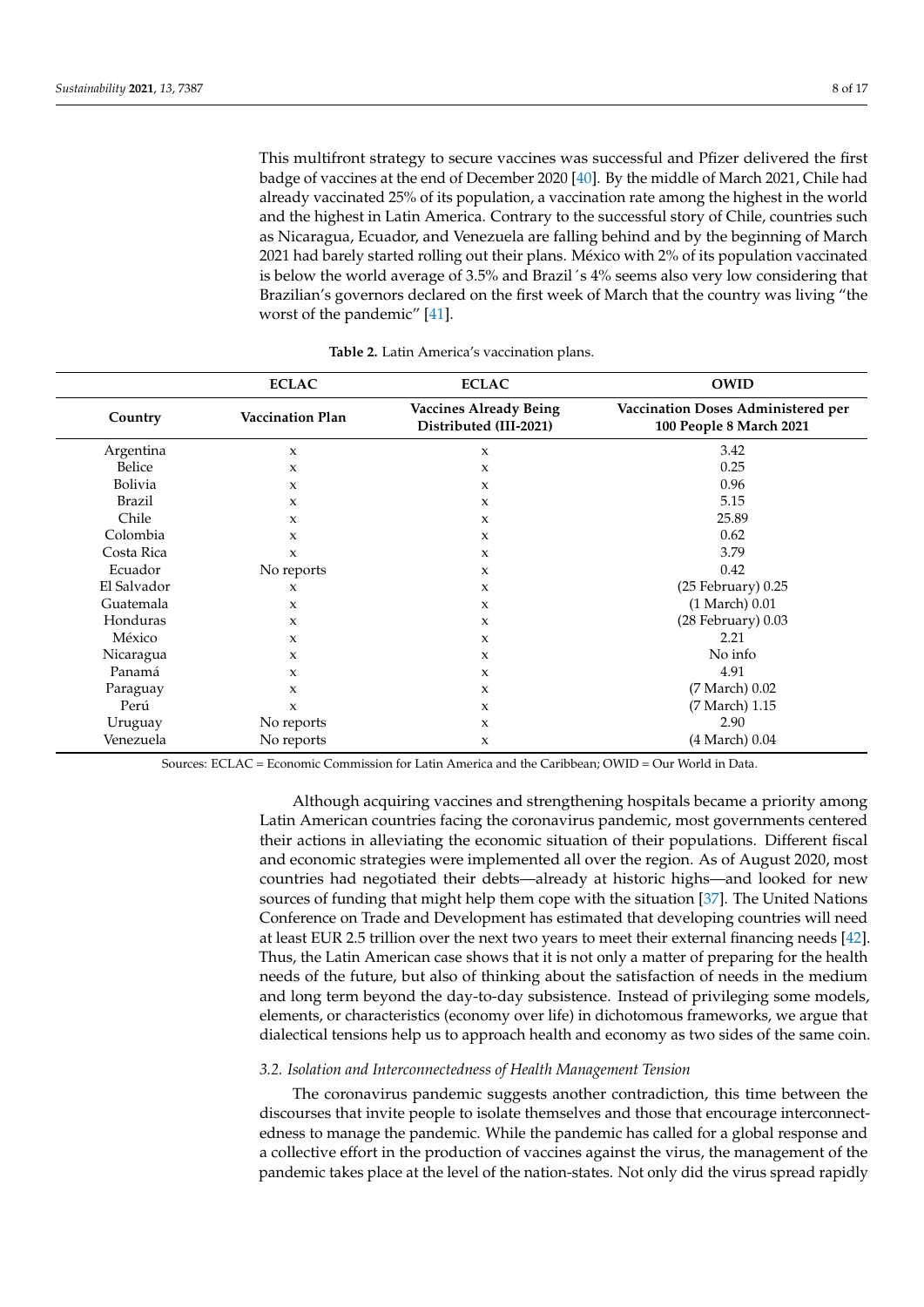This multifront strategy to secure vaccines was successful and Pfizer delivered the first badge of vaccines at the end of December 2020 [40]. By the middle of March 2021, Chile had already vaccinated 25% of its population, a vaccination rate among the highest in the world and the highest in Latin America. Contrary to the successful story of Chile, countries such as Nicaragua, Ecuador, and Venezuela are falling behind and by the beginning of March 2021 had barely started rolling out their plans. México with 2% of its population vaccinated is below the world average of 3.5% and Brazil´s 4% seems also very low considering that Brazilian's governors declared on the first week of March that the country was living "the worst of the pandemic" [41].

**Table 2.** Latin America's vaccination plans.

| | ECLAC | ECLAC | OWID |
|---|---|---|---|
| **Country** | **Vaccination Plan** | **Vaccines Already Being Distributed (III-2021)** | **Vaccination Doses Administered per 100 People 8 March 2021** |
| Argentina | x | x | 3.42 |
| Belice | x | x | 0.25 |
| Bolivia | x | x | 0.96 |
| Brazil | x | x | 5.15 |
| Chile | x | x | 25.89 |
| Colombia | x | x | 0.62 |
| Costa Rica | x | x | 3.79 |
| Ecuador | No reports | x | 0.42 |
| El Salvador | x | x | (25 February) 0.25 |
| Guatemala | x | x | (1 March) 0.01 |
| Honduras | x | x | (28 February) 0.03 |
| México | x | x | 2.21 |
| Nicaragua | x | x | No info |
| Panamá | x | x | 4.91 |
| Paraguay | x | x | (7 March) 0.02 |
| Perú | x | x | (7 March) 1.15 |
| Uruguay | No reports | x | 2.90 |
| Venezuela | No reports | x | (4 March) 0.04 |

Sources: ECLAC = Economic Commission for Latin America and the Caribbean; OWID = Our World in Data.

Although acquiring vaccines and strengthening hospitals became a priority among Latin American countries facing the coronavirus pandemic, most governments centered their actions in alleviating the economic situation of their populations. Different fiscal and economic strategies were implemented all over the region. As of August 2020, most countries had negotiated their debts—already at historic highs—and looked for new sources of funding that might help them cope with the situation [37]. The United Nations Conference on Trade and Development has estimated that developing countries will need at least EUR 2.5 trillion over the next two years to meet their external financing needs [42]. Thus, the Latin American case shows that it is not only a matter of preparing for the health needs of the future, but also of thinking about the satisfaction of needs in the medium and long term beyond the day-to-day subsistence. Instead of privileging some models, elements, or characteristics (economy over life) in dichotomous frameworks, we argue that dialectical tensions help us to approach health and economy as two sides of the same coin.

### *3.2. Isolation and Interconnectedness of Health Management Tension*

The coronavirus pandemic suggests another contradiction, this time between the discourses that invite people to isolate themselves and those that encourage interconnectedness to manage the pandemic. While the pandemic has called for a global response and a collective effort in the production of vaccines against the virus, the management of the pandemic takes place at the level of the nation-states. Not only did the virus spread rapidly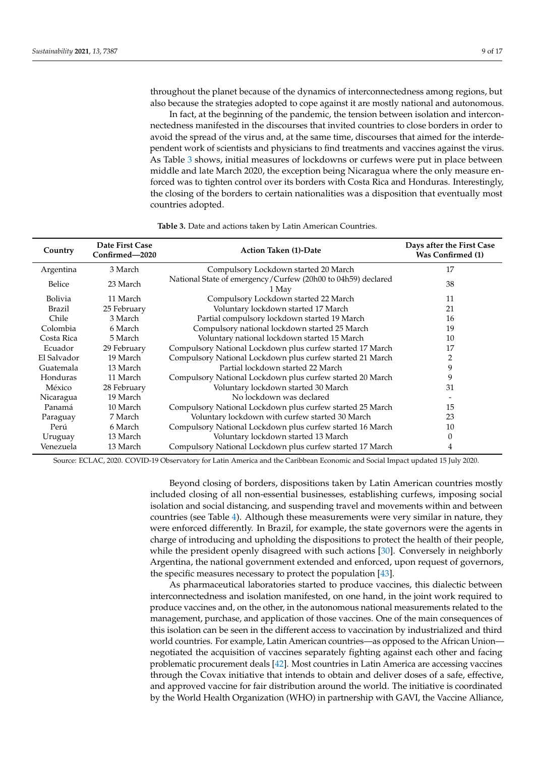throughout the planet because of the dynamics of interconnectedness among regions, but also because the strategies adopted to cope against it are mostly national and autonomous.

In fact, at the beginning of the pandemic, the tension between isolation and interconnectedness manifested in the discourses that invited countries to close borders in order to avoid the spread of the virus and, at the same time, discourses that aimed for the interdependent work of scientists and physicians to find treatments and vaccines against the virus. As Table 3 shows, initial measures of lockdowns or curfews were put in place between middle and late March 2020, the exception being Nicaragua where the only measure enforced was to tighten control over its borders with Costa Rica and Honduras. Interestingly, the closing of the borders to certain nationalities was a disposition that eventually most countries adopted.

**Table 3.** Date and actions taken by Latin American Countries.

| Country | Date First Case Confirmed—2020 | Action Taken (1)-Date | Days after the First Case Was Confirmed (1) |
|---|---|---|---|
| Argentina | 3 March | Compulsory Lockdown started 20 March | 17 |
| Belice | 23 March | National State of emergency/Curfew (20h00 to 04h59) declared 1 May | 38 |
| Bolivia | 11 March | Compulsory Lockdown started 22 March | 11 |
| Brazil | 25 February | Voluntary lockdown started 17 March | 21 |
| Chile | 3 March | Partial compulsory lockdown started 19 March | 16 |
| Colombia | 6 March | Compulsory national lockdown started 25 March | 19 |
| Costa Rica | 5 March | Voluntary national lockdown started 15 March | 10 |
| Ecuador | 29 February | Compulsory National Lockdown plus curfew started 17 March | 17 |
| El Salvador | 19 March | Compulsory National Lockdown plus curfew started 21 March | 2 |
| Guatemala | 13 March | Partial lockdown started 22 March | 9 |
| Honduras | 11 March | Compulsory National Lockdown plus curfew started 20 March | 9 |
| México | 28 February | Voluntary lockdown started 30 March | 31 |
| Nicaragua | 19 March | No lockdown was declared | - |
| Panamá | 10 March | Compulsory National Lockdown plus curfew started 25 March | 15 |
| Paraguay | 7 March | Voluntary lockdown with curfew started 30 March | 23 |
| Perú | 6 March | Compulsory National Lockdown plus curfew started 16 March | 10 |
| Uruguay | 13 March | Voluntary lockdown started 13 March | 0 |
| Venezuela | 13 March | Compulsory National Lockdown plus curfew started 17 March | 4 |

Source: ECLAC, 2020. COVID-19 Observatory for Latin America and the Caribbean Economic and Social Impact updated 15 July 2020.

Beyond closing of borders, dispositions taken by Latin American countries mostly included closing of all non-essential businesses, establishing curfews, imposing social isolation and social distancing, and suspending travel and movements within and between countries (see Table 4). Although these measurements were very similar in nature, they were enforced differently. In Brazil, for example, the state governors were the agents in charge of introducing and upholding the dispositions to protect the health of their people, while the president openly disagreed with such actions [30]. Conversely in neighborly Argentina, the national government extended and enforced, upon request of governors, the specific measures necessary to protect the population [43].

As pharmaceutical laboratories started to produce vaccines, this dialectic between interconnectedness and isolation manifested, on one hand, in the joint work required to produce vaccines and, on the other, in the autonomous national measurements related to the management, purchase, and application of those vaccines. One of the main consequences of this isolation can be seen in the different access to vaccination by industrialized and third world countries. For example, Latin American countries—as opposed to the African Union—negotiated the acquisition of vaccines separately fighting against each other and facing problematic procurement deals [42]. Most countries in Latin America are accessing vaccines through the Covax initiative that intends to obtain and deliver doses of a safe, effective, and approved vaccine for fair distribution around the world. The initiative is coordinated by the World Health Organization (WHO) in partnership with GAVI, the Vaccine Alliance,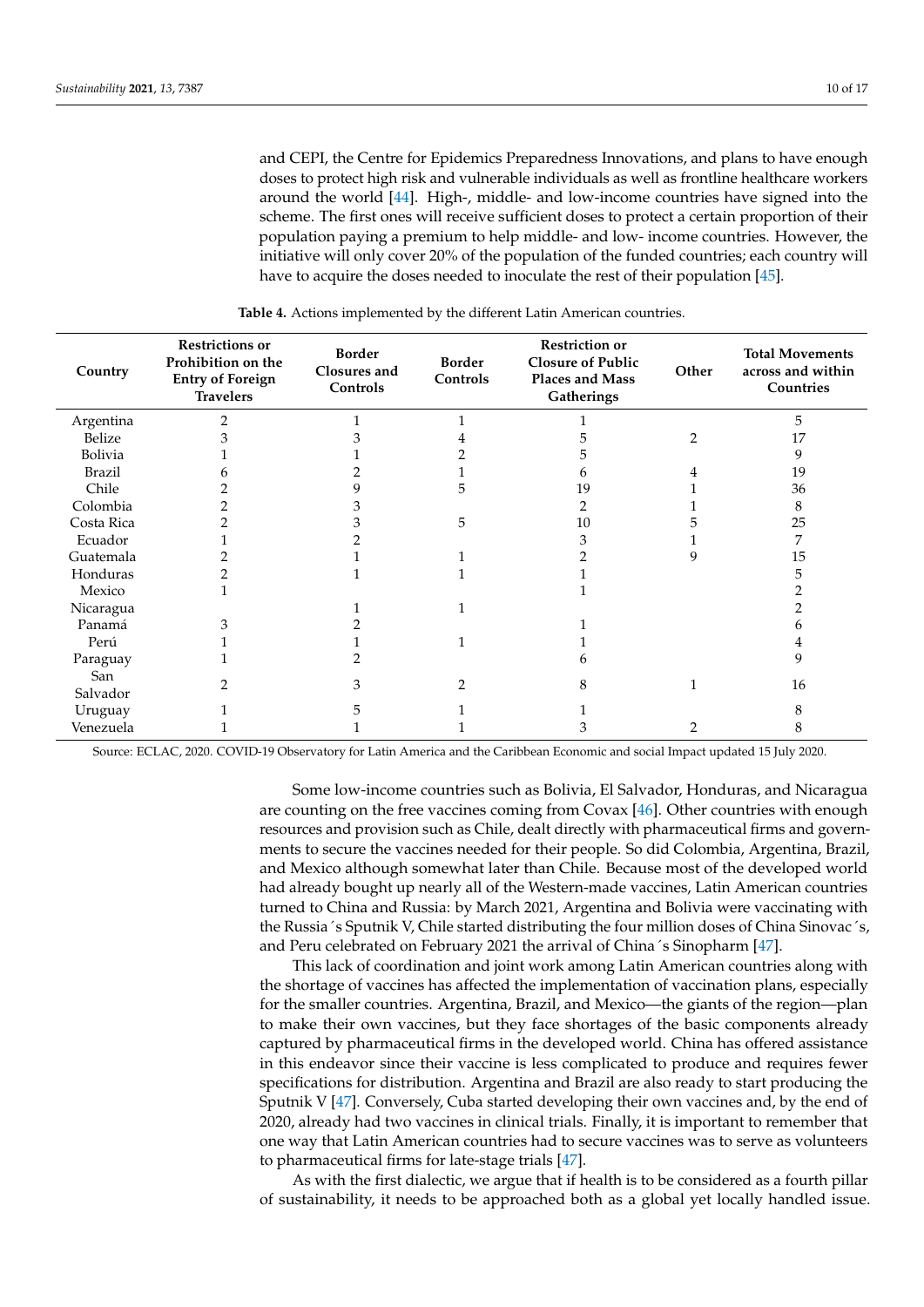and CEPI, the Centre for Epidemics Preparedness Innovations, and plans to have enough doses to protect high risk and vulnerable individuals as well as frontline healthcare workers around the world [44]. High-, middle- and low-income countries have signed into the scheme. The first ones will receive sufficient doses to protect a certain proportion of their population paying a premium to help middle- and low- income countries. However, the initiative will only cover 20% of the population of the funded countries; each country will have to acquire the doses needed to inoculate the rest of their population [45].

**Table 4.** Actions implemented by the different Latin American countries.

| Country | Restrictions or Prohibition on the Entry of Foreign Travelers | Border Closures and Controls | Border Controls | Restriction or Closure of Public Places and Mass Gatherings | Other | Total Movements across and within Countries |
|---|---|---|---|---|---|---|
| Argentina | 2 | 1 | 1 | 1 | | 5 |
| Belize | 3 | 3 | 4 | 5 | 2 | 17 |
| Bolivia | 1 | 1 | 2 | 5 | | 9 |
| Brazil | 6 | 2 | 1 | 6 | 4 | 19 |
| Chile | 2 | 9 | 5 | 19 | 1 | 36 |
| Colombia | 2 | 3 | | 2 | 1 | 8 |
| Costa Rica | 2 | 3 | 5 | 10 | 5 | 25 |
| Ecuador | 1 | 2 | | 3 | 1 | 7 |
| Guatemala | 2 | 1 | 1 | 2 | 9 | 15 |
| Honduras | 2 | 1 | 1 | 1 | | 5 |
| Mexico | 1 | | | 1 | | 2 |
| Nicaragua | | 1 | 1 | | | 2 |
| Panamá | 3 | 2 | | 1 | | 6 |
| Perú | 1 | 1 | 1 | 1 | | 4 |
| Paraguay | 1 | 2 | | 6 | | 9 |
| San Salvador | 2 | 3 | 2 | 8 | 1 | 16 |
| Uruguay | 1 | 5 | 1 | 1 | | 8 |
| Venezuela | 1 | 1 | 1 | 3 | 2 | 8 |

Source: ECLAC, 2020. COVID-19 Observatory for Latin America and the Caribbean Economic and social Impact updated 15 July 2020.

Some low-income countries such as Bolivia, El Salvador, Honduras, and Nicaragua are counting on the free vaccines coming from Covax [46]. Other countries with enough resources and provision such as Chile, dealt directly with pharmaceutical firms and governments to secure the vaccines needed for their people. So did Colombia, Argentina, Brazil, and Mexico although somewhat later than Chile. Because most of the developed world had already bought up nearly all of the Western-made vaccines, Latin American countries turned to China and Russia: by March 2021, Argentina and Bolivia were vaccinating with the Russia´s Sputnik V, Chile started distributing the four million doses of China Sinovac´s, and Peru celebrated on February 2021 the arrival of China´s Sinopharm [47].

This lack of coordination and joint work among Latin American countries along with the shortage of vaccines has affected the implementation of vaccination plans, especially for the smaller countries. Argentina, Brazil, and Mexico—the giants of the region—plan to make their own vaccines, but they face shortages of the basic components already captured by pharmaceutical firms in the developed world. China has offered assistance in this endeavor since their vaccine is less complicated to produce and requires fewer specifications for distribution. Argentina and Brazil are also ready to start producing the Sputnik V [47]. Conversely, Cuba started developing their own vaccines and, by the end of 2020, already had two vaccines in clinical trials. Finally, it is important to remember that one way that Latin American countries had to secure vaccines was to serve as volunteers to pharmaceutical firms for late-stage trials [47].

As with the first dialectic, we argue that if health is to be considered as a fourth pillar of sustainability, it needs to be approached both as a global yet locally handled issue.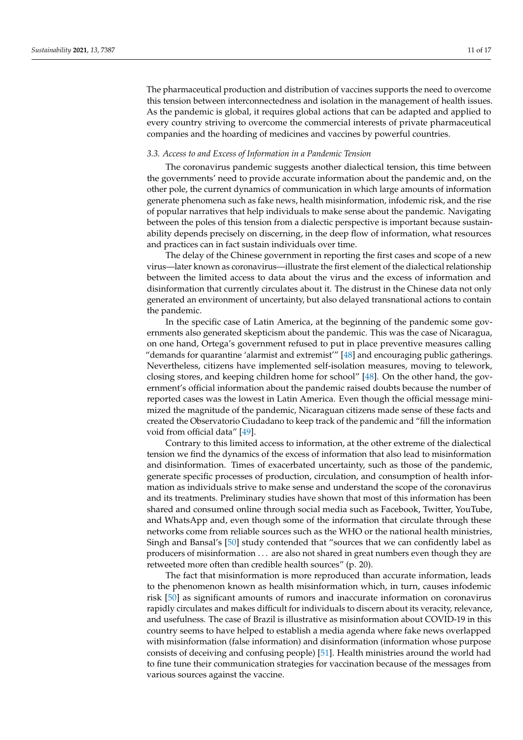The pharmaceutical production and distribution of vaccines supports the need to overcome this tension between interconnectedness and isolation in the management of health issues. As the pandemic is global, it requires global actions that can be adapted and applied to every country striving to overcome the commercial interests of private pharmaceutical companies and the hoarding of medicines and vaccines by powerful countries.

### *3.3. Access to and Excess of Information in a Pandemic Tension*

The coronavirus pandemic suggests another dialectical tension, this time between the governments' need to provide accurate information about the pandemic and, on the other pole, the current dynamics of communication in which large amounts of information generate phenomena such as fake news, health misinformation, infodemic risk, and the rise of popular narratives that help individuals to make sense about the pandemic. Navigating between the poles of this tension from a dialectic perspective is important because sustainability depends precisely on discerning, in the deep flow of information, what resources and practices can in fact sustain individuals over time.

The delay of the Chinese government in reporting the first cases and scope of a new virus—later known as coronavirus—illustrate the first element of the dialectical relationship between the limited access to data about the virus and the excess of information and disinformation that currently circulates about it. The distrust in the Chinese data not only generated an environment of uncertainty, but also delayed transnational actions to contain the pandemic.

In the specific case of Latin America, at the beginning of the pandemic some governments also generated skepticism about the pandemic. This was the case of Nicaragua, on one hand, Ortega's government refused to put in place preventive measures calling "demands for quarantine 'alarmist and extremist'" [48] and encouraging public gatherings. Nevertheless, citizens have implemented self-isolation measures, moving to telework, closing stores, and keeping children home for school" [48]. On the other hand, the government's official information about the pandemic raised doubts because the number of reported cases was the lowest in Latin America. Even though the official message minimized the magnitude of the pandemic, Nicaraguan citizens made sense of these facts and created the Observatorio Ciudadano to keep track of the pandemic and "fill the information void from official data" [49].

Contrary to this limited access to information, at the other extreme of the dialectical tension we find the dynamics of the excess of information that also lead to misinformation and disinformation. Times of exacerbated uncertainty, such as those of the pandemic, generate specific processes of production, circulation, and consumption of health information as individuals strive to make sense and understand the scope of the coronavirus and its treatments. Preliminary studies have shown that most of this information has been shared and consumed online through social media such as Facebook, Twitter, YouTube, and WhatsApp and, even though some of the information that circulate through these networks come from reliable sources such as the WHO or the national health ministries, Singh and Bansal's [50] study contended that "sources that we can confidently label as producers of misinformation . . . are also not shared in great numbers even though they are retweeted more often than credible health sources" (p. 20).

The fact that misinformation is more reproduced than accurate information, leads to the phenomenon known as health misinformation which, in turn, causes infodemic risk [50] as significant amounts of rumors and inaccurate information on coronavirus rapidly circulates and makes difficult for individuals to discern about its veracity, relevance, and usefulness. The case of Brazil is illustrative as misinformation about COVID-19 in this country seems to have helped to establish a media agenda where fake news overlapped with misinformation (false information) and disinformation (information whose purpose consists of deceiving and confusing people) [51]. Health ministries around the world had to fine tune their communication strategies for vaccination because of the messages from various sources against the vaccine.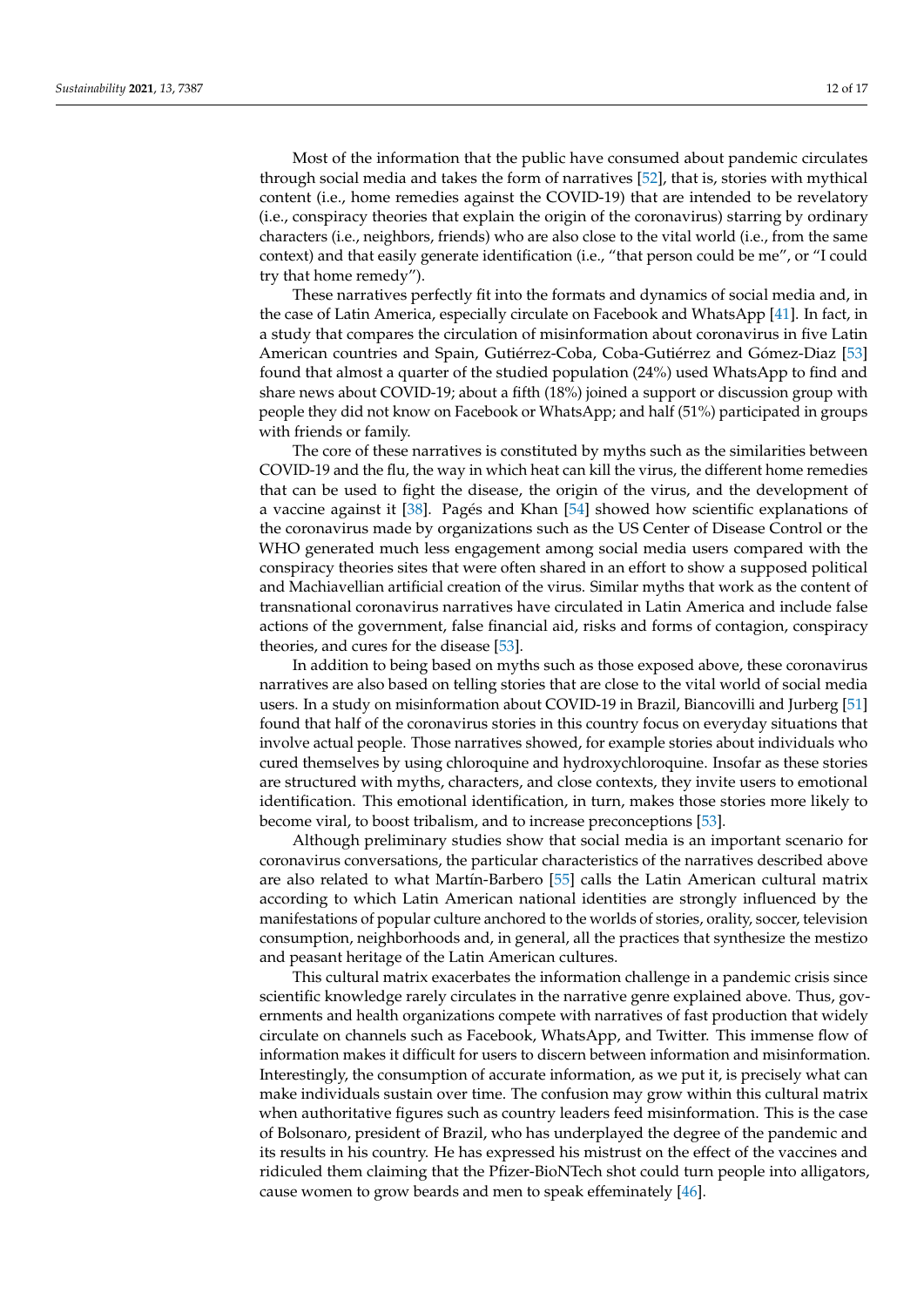Most of the information that the public have consumed about pandemic circulates through social media and takes the form of narratives [52], that is, stories with mythical content (i.e., home remedies against the COVID-19) that are intended to be revelatory (i.e., conspiracy theories that explain the origin of the coronavirus) starring by ordinary characters (i.e., neighbors, friends) who are also close to the vital world (i.e., from the same context) and that easily generate identification (i.e., "that person could be me", or "I could try that home remedy").

These narratives perfectly fit into the formats and dynamics of social media and, in the case of Latin America, especially circulate on Facebook and WhatsApp [41]. In fact, in a study that compares the circulation of misinformation about coronavirus in five Latin American countries and Spain, Gutiérrez-Coba, Coba-Gutiérrez and Gómez-Diaz [53] found that almost a quarter of the studied population (24%) used WhatsApp to find and share news about COVID-19; about a fifth (18%) joined a support or discussion group with people they did not know on Facebook or WhatsApp; and half (51%) participated in groups with friends or family.

The core of these narratives is constituted by myths such as the similarities between COVID-19 and the flu, the way in which heat can kill the virus, the different home remedies that can be used to fight the disease, the origin of the virus, and the development of a vaccine against it [38]. Pagés and Khan [54] showed how scientific explanations of the coronavirus made by organizations such as the US Center of Disease Control or the WHO generated much less engagement among social media users compared with the conspiracy theories sites that were often shared in an effort to show a supposed political and Machiavellian artificial creation of the virus. Similar myths that work as the content of transnational coronavirus narratives have circulated in Latin America and include false actions of the government, false financial aid, risks and forms of contagion, conspiracy theories, and cures for the disease [53].

In addition to being based on myths such as those exposed above, these coronavirus narratives are also based on telling stories that are close to the vital world of social media users. In a study on misinformation about COVID-19 in Brazil, Biancovilli and Jurberg [51] found that half of the coronavirus stories in this country focus on everyday situations that involve actual people. Those narratives showed, for example stories about individuals who cured themselves by using chloroquine and hydroxychloroquine. Insofar as these stories are structured with myths, characters, and close contexts, they invite users to emotional identification. This emotional identification, in turn, makes those stories more likely to become viral, to boost tribalism, and to increase preconceptions [53].

Although preliminary studies show that social media is an important scenario for coronavirus conversations, the particular characteristics of the narratives described above are also related to what Martín-Barbero [55] calls the Latin American cultural matrix according to which Latin American national identities are strongly influenced by the manifestations of popular culture anchored to the worlds of stories, orality, soccer, television consumption, neighborhoods and, in general, all the practices that synthesize the mestizo and peasant heritage of the Latin American cultures.

This cultural matrix exacerbates the information challenge in a pandemic crisis since scientific knowledge rarely circulates in the narrative genre explained above. Thus, governments and health organizations compete with narratives of fast production that widely circulate on channels such as Facebook, WhatsApp, and Twitter. This immense flow of information makes it difficult for users to discern between information and misinformation. Interestingly, the consumption of accurate information, as we put it, is precisely what can make individuals sustain over time. The confusion may grow within this cultural matrix when authoritative figures such as country leaders feed misinformation. This is the case of Bolsonaro, president of Brazil, who has underplayed the degree of the pandemic and its results in his country. He has expressed his mistrust on the effect of the vaccines and ridiculed them claiming that the Pfizer-BioNTech shot could turn people into alligators, cause women to grow beards and men to speak effeminately [46].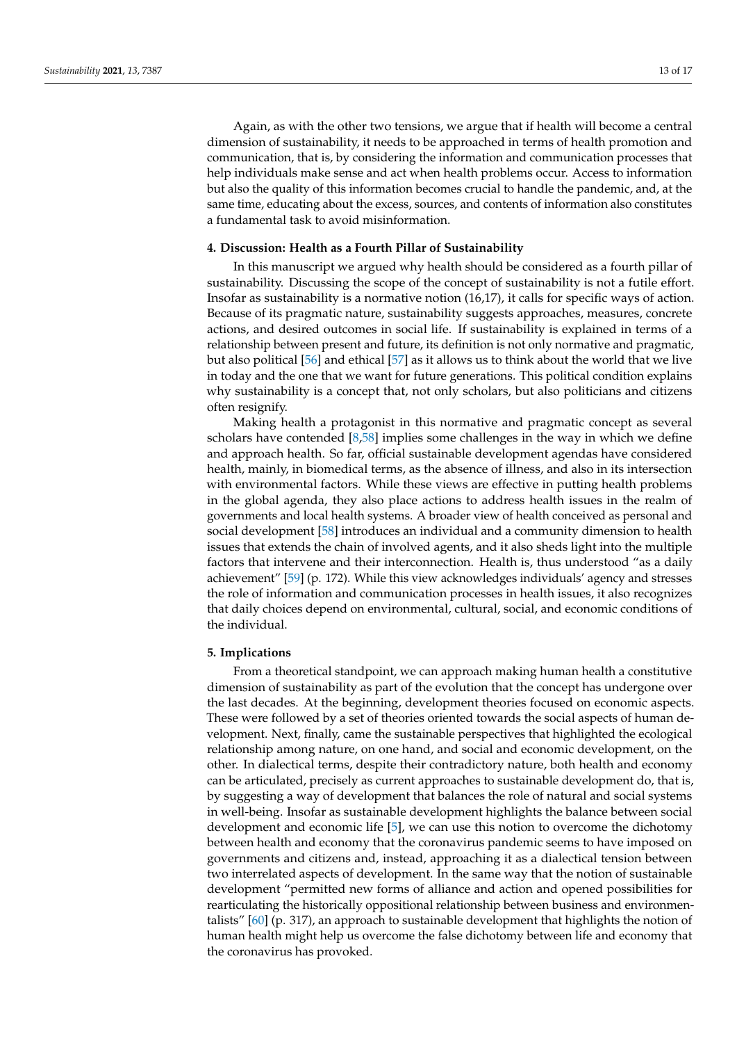Again, as with the other two tensions, we argue that if health will become a central dimension of sustainability, it needs to be approached in terms of health promotion and communication, that is, by considering the information and communication processes that help individuals make sense and act when health problems occur. Access to information but also the quality of this information becomes crucial to handle the pandemic, and, at the same time, educating about the excess, sources, and contents of information also constitutes a fundamental task to avoid misinformation.

## 4. Discussion: Health as a Fourth Pillar of Sustainability

In this manuscript we argued why health should be considered as a fourth pillar of sustainability. Discussing the scope of the concept of sustainability is not a futile effort. Insofar as sustainability is a normative notion (16,17), it calls for specific ways of action. Because of its pragmatic nature, sustainability suggests approaches, measures, concrete actions, and desired outcomes in social life. If sustainability is explained in terms of a relationship between present and future, its definition is not only normative and pragmatic, but also political [56] and ethical [57] as it allows us to think about the world that we live in today and the one that we want for future generations. This political condition explains why sustainability is a concept that, not only scholars, but also politicians and citizens often resignify.

Making health a protagonist in this normative and pragmatic concept as several scholars have contended [8,58] implies some challenges in the way in which we define and approach health. So far, official sustainable development agendas have considered health, mainly, in biomedical terms, as the absence of illness, and also in its intersection with environmental factors. While these views are effective in putting health problems in the global agenda, they also place actions to address health issues in the realm of governments and local health systems. A broader view of health conceived as personal and social development [58] introduces an individual and a community dimension to health issues that extends the chain of involved agents, and it also sheds light into the multiple factors that intervene and their interconnection. Health is, thus understood "as a daily achievement" [59] (p. 172). While this view acknowledges individuals' agency and stresses the role of information and communication processes in health issues, it also recognizes that daily choices depend on environmental, cultural, social, and economic conditions of the individual.

## 5. Implications

From a theoretical standpoint, we can approach making human health a constitutive dimension of sustainability as part of the evolution that the concept has undergone over the last decades. At the beginning, development theories focused on economic aspects. These were followed by a set of theories oriented towards the social aspects of human development. Next, finally, came the sustainable perspectives that highlighted the ecological relationship among nature, on one hand, and social and economic development, on the other. In dialectical terms, despite their contradictory nature, both health and economy can be articulated, precisely as current approaches to sustainable development do, that is, by suggesting a way of development that balances the role of natural and social systems in well-being. Insofar as sustainable development highlights the balance between social development and economic life [5], we can use this notion to overcome the dichotomy between health and economy that the coronavirus pandemic seems to have imposed on governments and citizens and, instead, approaching it as a dialectical tension between two interrelated aspects of development. In the same way that the notion of sustainable development "permitted new forms of alliance and action and opened possibilities for rearticulating the historically oppositional relationship between business and environmentalists" [60] (p. 317), an approach to sustainable development that highlights the notion of human health might help us overcome the false dichotomy between life and economy that the coronavirus has provoked.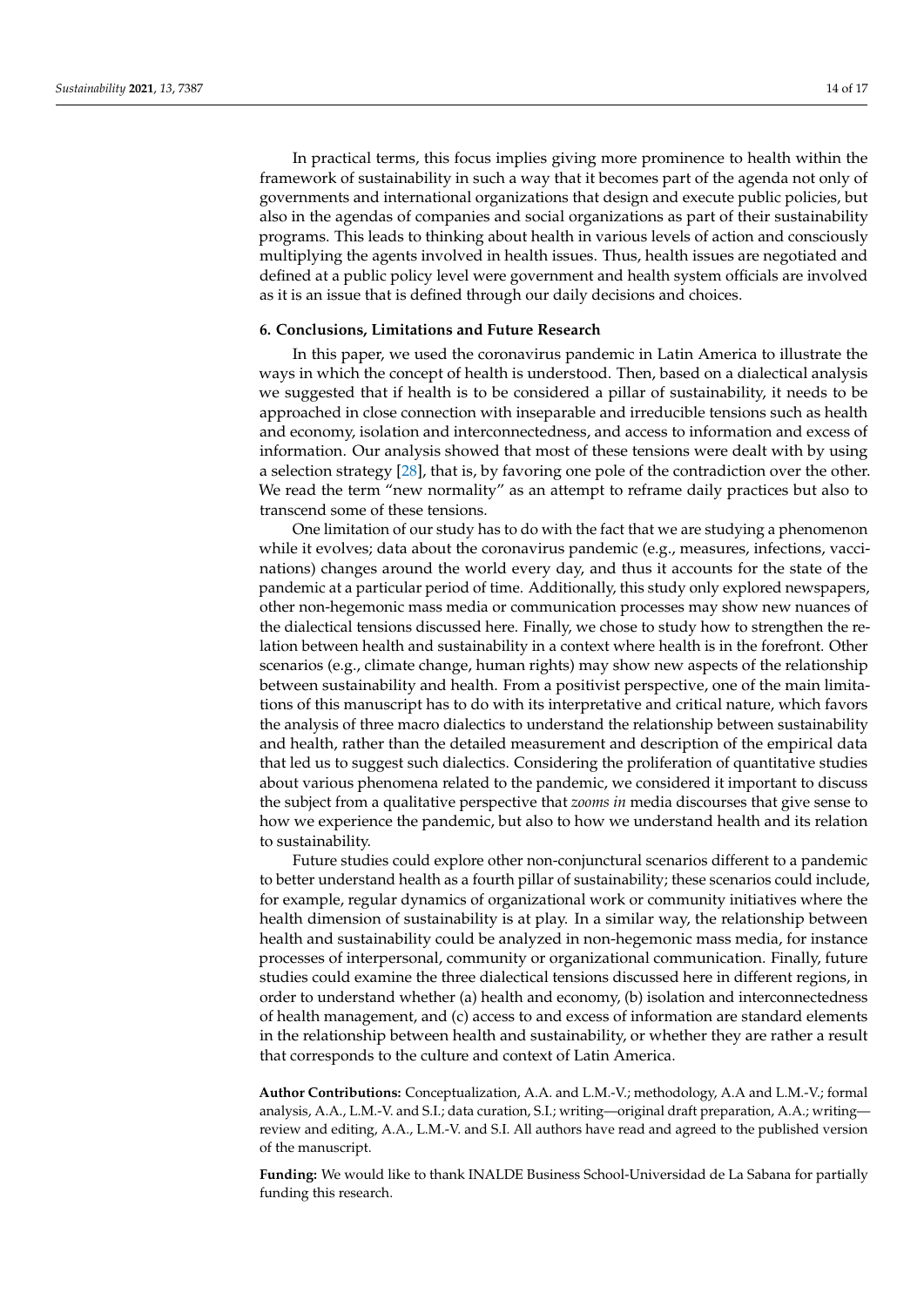In practical terms, this focus implies giving more prominence to health within the framework of sustainability in such a way that it becomes part of the agenda not only of governments and international organizations that design and execute public policies, but also in the agendas of companies and social organizations as part of their sustainability programs. This leads to thinking about health in various levels of action and consciously multiplying the agents involved in health issues. Thus, health issues are negotiated and defined at a public policy level were government and health system officials are involved as it is an issue that is defined through our daily decisions and choices.

## 6. Conclusions, Limitations and Future Research

In this paper, we used the coronavirus pandemic in Latin America to illustrate the ways in which the concept of health is understood. Then, based on a dialectical analysis we suggested that if health is to be considered a pillar of sustainability, it needs to be approached in close connection with inseparable and irreducible tensions such as health and economy, isolation and interconnectedness, and access to information and excess of information. Our analysis showed that most of these tensions were dealt with by using a selection strategy [28], that is, by favoring one pole of the contradiction over the other. We read the term "new normality" as an attempt to reframe daily practices but also to transcend some of these tensions.

One limitation of our study has to do with the fact that we are studying a phenomenon while it evolves; data about the coronavirus pandemic (e.g., measures, infections, vaccinations) changes around the world every day, and thus it accounts for the state of the pandemic at a particular period of time. Additionally, this study only explored newspapers, other non-hegemonic mass media or communication processes may show new nuances of the dialectical tensions discussed here. Finally, we chose to study how to strengthen the relation between health and sustainability in a context where health is in the forefront. Other scenarios (e.g., climate change, human rights) may show new aspects of the relationship between sustainability and health. From a positivist perspective, one of the main limitations of this manuscript has to do with its interpretative and critical nature, which favors the analysis of three macro dialectics to understand the relationship between sustainability and health, rather than the detailed measurement and description of the empirical data that led us to suggest such dialectics. Considering the proliferation of quantitative studies about various phenomena related to the pandemic, we considered it important to discuss the subject from a qualitative perspective that *zooms in* media discourses that give sense to how we experience the pandemic, but also to how we understand health and its relation to sustainability.

Future studies could explore other non-conjunctural scenarios different to a pandemic to better understand health as a fourth pillar of sustainability; these scenarios could include, for example, regular dynamics of organizational work or community initiatives where the health dimension of sustainability is at play. In a similar way, the relationship between health and sustainability could be analyzed in non-hegemonic mass media, for instance processes of interpersonal, community or organizational communication. Finally, future studies could examine the three dialectical tensions discussed here in different regions, in order to understand whether (a) health and economy, (b) isolation and interconnectedness of health management, and (c) access to and excess of information are standard elements in the relationship between health and sustainability, or whether they are rather a result that corresponds to the culture and context of Latin America.

**Author Contributions:** Conceptualization, A.A. and L.M.-V.; methodology, A.A and L.M.-V.; formal analysis, A.A., L.M.-V. and S.I.; data curation, S.I.; writing—original draft preparation, A.A.; writing—review and editing, A.A., L.M.-V. and S.I. All authors have read and agreed to the published version of the manuscript.

**Funding:** We would like to thank INALDE Business School-Universidad de La Sabana for partially funding this research.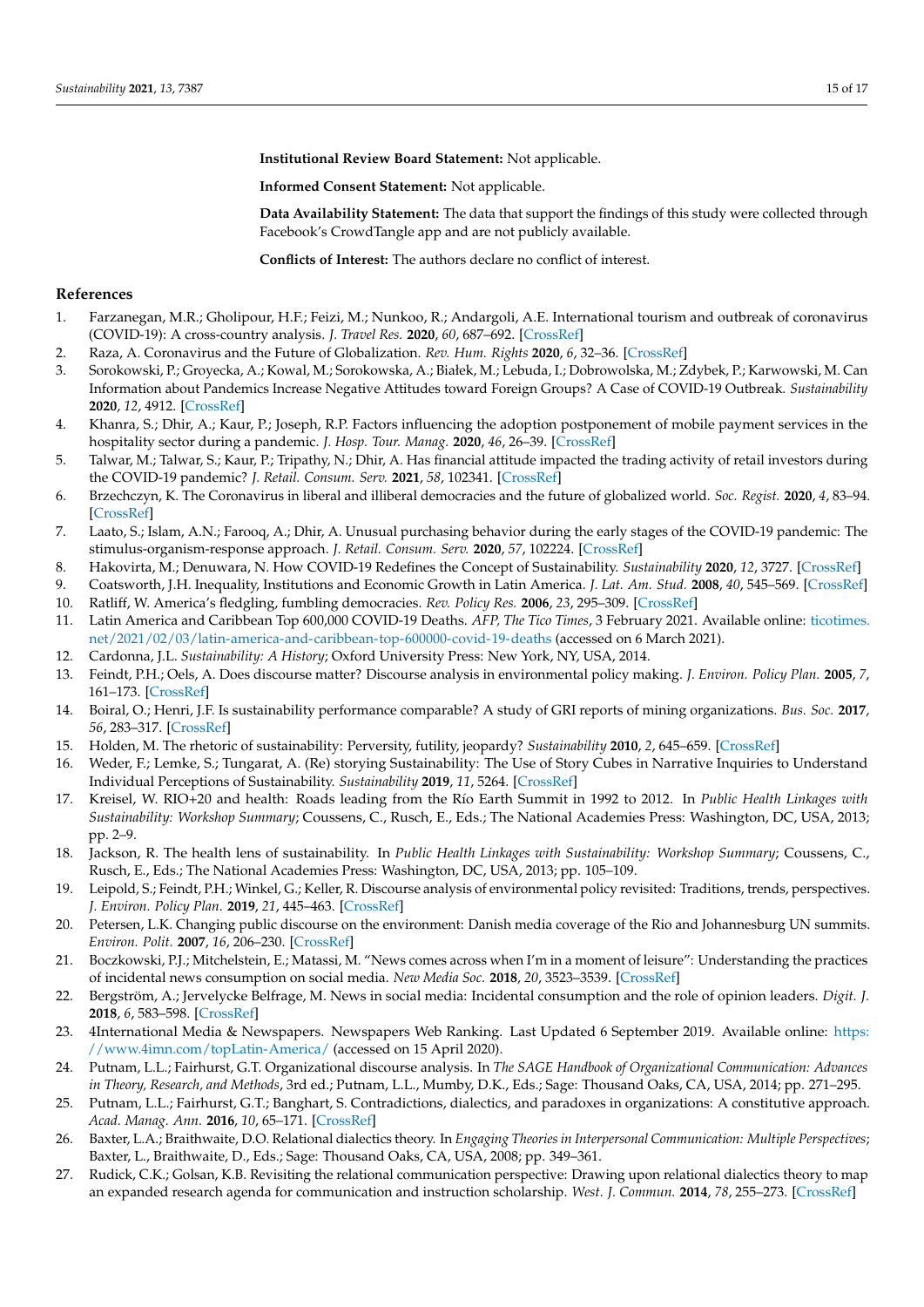**Institutional Review Board Statement:** Not applicable.

**Informed Consent Statement:** Not applicable.

**Data Availability Statement:** The data that support the findings of this study were collected through Facebook's CrowdTangle app and are not publicly available.

**Conflicts of Interest:** The authors declare no conflict of interest.

## References

1. Farzanegan, M.R.; Gholipour, H.F.; Feizi, M.; Nunkoo, R.; Andargoli, A.E. International tourism and outbreak of coronavirus (COVID-19): A cross-country analysis. *J. Travel Res.* **2020**, *60*, 687–692. [CrossRef]
2. Raza, A. Coronavirus and the Future of Globalization. *Rev. Hum. Rights* **2020**, *6*, 32–36. [CrossRef]
3. Sorokowski, P.; Groyecka, A.; Kowal, M.; Sorokowska, A.; Białek, M.; Lebuda, I.; Dobrowolska, M.; Zdybek, P.; Karwowski, M. Can Information about Pandemics Increase Negative Attitudes toward Foreign Groups? A Case of COVID-19 Outbreak. *Sustainability* **2020**, *12*, 4912. [CrossRef]
4. Khanra, S.; Dhir, A.; Kaur, P.; Joseph, R.P. Factors influencing the adoption postponement of mobile payment services in the hospitality sector during a pandemic. *J. Hosp. Tour. Manag.* **2020**, *46*, 26–39. [CrossRef]
5. Talwar, M.; Talwar, S.; Kaur, P.; Tripathy, N.; Dhir, A. Has financial attitude impacted the trading activity of retail investors during the COVID-19 pandemic? *J. Retail. Consum. Serv.* **2021**, *58*, 102341. [CrossRef]
6. Brzechczyn, K. The Coronavirus in liberal and illiberal democracies and the future of globalized world. *Soc. Regist.* **2020**, *4*, 83–94. [CrossRef]
7. Laato, S.; Islam, A.N.; Farooq, A.; Dhir, A. Unusual purchasing behavior during the early stages of the COVID-19 pandemic: The stimulus-organism-response approach. *J. Retail. Consum. Serv.* **2020**, *57*, 102224. [CrossRef]
8. Hakovirta, M.; Denuwara, N. How COVID-19 Redefines the Concept of Sustainability. *Sustainability* **2020**, *12*, 3727. [CrossRef]
9. Coatsworth, J.H. Inequality, Institutions and Economic Growth in Latin America. *J. Lat. Am. Stud.* **2008**, *40*, 545–569. [CrossRef]
10. Ratliff, W. America's fledgling, fumbling democracies. *Rev. Policy Res.* **2006**, *23*, 295–309. [CrossRef]
11. Latin America and Caribbean Top 600,000 COVID-19 Deaths. *AFP, The Tico Times*, 3 February 2021. Available online: ticotimes.net/2021/02/03/latin-america-and-caribbean-top-600000-covid-19-deaths (accessed on 6 March 2021).
12. Cardonna, J.L. *Sustainability: A History*; Oxford University Press: New York, NY, USA, 2014.
13. Feindt, P.H.; Oels, A. Does discourse matter? Discourse analysis in environmental policy making. *J. Environ. Policy Plan.* **2005**, *7*, 161–173. [CrossRef]
14. Boiral, O.; Henri, J.F. Is sustainability performance comparable? A study of GRI reports of mining organizations. *Bus. Soc.* **2017**, *56*, 283–317. [CrossRef]
15. Holden, M. The rhetoric of sustainability: Perversity, futility, jeopardy? *Sustainability* **2010**, *2*, 645–659. [CrossRef]
16. Weder, F.; Lemke, S.; Tungarat, A. (Re) storying Sustainability: The Use of Story Cubes in Narrative Inquiries to Understand Individual Perceptions of Sustainability. *Sustainability* **2019**, *11*, 5264. [CrossRef]
17. Kreisel, W. RIO+20 and health: Roads leading from the Río Earth Summit in 1992 to 2012. In *Public Health Linkages with Sustainability: Workshop Summary*; Coussens, C., Rusch, E., Eds.; The National Academies Press: Washington, DC, USA, 2013; pp. 2–9.
18. Jackson, R. The health lens of sustainability. In *Public Health Linkages with Sustainability: Workshop Summary*; Coussens, C., Rusch, E., Eds.; The National Academies Press: Washington, DC, USA, 2013; pp. 105–109.
19. Leipold, S.; Feindt, P.H.; Winkel, G.; Keller, R. Discourse analysis of environmental policy revisited: Traditions, trends, perspectives. *J. Environ. Policy Plan.* **2019**, *21*, 445–463. [CrossRef]
20. Petersen, L.K. Changing public discourse on the environment: Danish media coverage of the Rio and Johannesburg UN summits. *Environ. Polit.* **2007**, *16*, 206–230. [CrossRef]
21. Boczkowski, P.J.; Mitchelstein, E.; Matassi, M. "News comes across when I'm in a moment of leisure": Understanding the practices of incidental news consumption on social media. *New Media Soc.* **2018**, *20*, 3523–3539. [CrossRef]
22. Bergström, A.; Jervelycke Belfrage, M. News in social media: Incidental consumption and the role of opinion leaders. *Digit. J.* **2018**, *6*, 583–598. [CrossRef]
23. 4International Media & Newspapers. Newspapers Web Ranking. Last Updated 6 September 2019. Available online: https://www.4imn.com/topLatin-America/ (accessed on 15 April 2020).
24. Putnam, L.L.; Fairhurst, G.T. Organizational discourse analysis. In *The SAGE Handbook of Organizational Communication: Advances in Theory, Research, and Methods*, 3rd ed.; Putnam, L.L., Mumby, D.K., Eds.; Sage: Thousand Oaks, CA, USA, 2014; pp. 271–295.
25. Putnam, L.L.; Fairhurst, G.T.; Banghart, S. Contradictions, dialectics, and paradoxes in organizations: A constitutive approach. *Acad. Manag. Ann.* **2016**, *10*, 65–171. [CrossRef]
26. Baxter, L.A.; Braithwaite, D.O. Relational dialectics theory. In *Engaging Theories in Interpersonal Communication: Multiple Perspectives*; Baxter, L., Braithwaite, D., Eds.; Sage: Thousand Oaks, CA, USA, 2008; pp. 349–361.
27. Rudick, C.K.; Golsan, K.B. Revisiting the relational communication perspective: Drawing upon relational dialectics theory to map an expanded research agenda for communication and instruction scholarship. *West. J. Commun.* **2014**, *78*, 255–273. [CrossRef]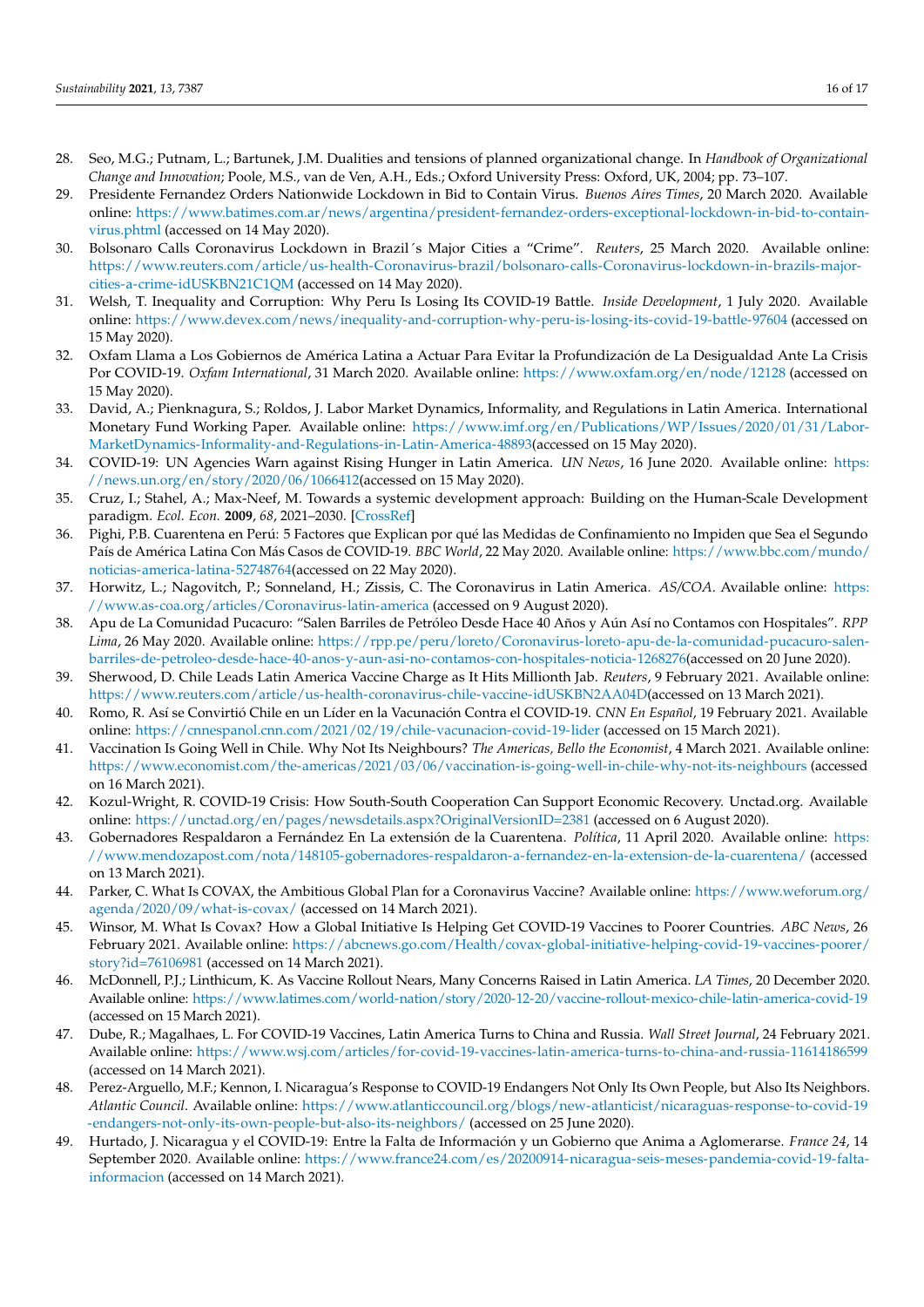28. Seo, M.G.; Putnam, L.; Bartunek, J.M. Dualities and tensions of planned organizational change. In *Handbook of Organizational Change and Innovation*; Poole, M.S., van de Ven, A.H., Eds.; Oxford University Press: Oxford, UK, 2004; pp. 73–107.
29. Presidente Fernandez Orders Nationwide Lockdown in Bid to Contain Virus. *Buenos Aires Times*, 20 March 2020. Available online: https://www.batimes.com.ar/news/argentina/president-fernandez-orders-exceptional-lockdown-in-bid-to-contain-virus.phtml (accessed on 14 May 2020).
30. Bolsonaro Calls Coronavirus Lockdown in Brazil´s Major Cities a "Crime". *Reuters*, 25 March 2020. Available online: https://www.reuters.com/article/us-health-Coronavirus-brazil/bolsonaro-calls-Coronavirus-lockdown-in-brazils-major-cities-a-crime-idUSKBN21C1QM (accessed on 14 May 2020).
31. Welsh, T. Inequality and Corruption: Why Peru Is Losing Its COVID-19 Battle. *Inside Development*, 1 July 2020. Available online: https://www.devex.com/news/inequality-and-corruption-why-peru-is-losing-its-covid-19-battle-97604 (accessed on 15 May 2020).
32. Oxfam Llama a Los Gobiernos de América Latina a Actuar Para Evitar la Profundización de La Desigualdad Ante La Crisis Por COVID-19. *Oxfam International*, 31 March 2020. Available online: https://www.oxfam.org/en/node/12128 (accessed on 15 May 2020).
33. David, A.; Pienknagura, S.; Roldos, J. Labor Market Dynamics, Informality, and Regulations in Latin America. International Monetary Fund Working Paper. Available online: https://www.imf.org/en/Publications/WP/Issues/2020/01/31/Labor-MarketDynamics-Informality-and-Regulations-in-Latin-America-48893(accessed on 15 May 2020).
34. COVID-19: UN Agencies Warn against Rising Hunger in Latin America. *UN News*, 16 June 2020. Available online: https://news.un.org/en/story/2020/06/1066412(accessed on 15 May 2020).
35. Cruz, I.; Stahel, A.; Max-Neef, M. Towards a systemic development approach: Building on the Human-Scale Development paradigm. *Ecol. Econ.* **2009**, *68*, 2021–2030. [CrossRef]
36. Pighi, P.B. Cuarentena en Perú: 5 Factores que Explican por qué las Medidas de Confinamiento no Impiden que Sea el Segundo País de América Latina Con Más Casos de COVID-19. *BBC World*, 22 May 2020. Available online: https://www.bbc.com/mundo/noticias-america-latina-52748764(accessed on 22 May 2020).
37. Horwitz, L.; Nagovitch, P.; Sonneland, H.; Zissis, C. The Coronavirus in Latin America. *AS/COA*. Available online: https://www.as-coa.org/articles/Coronavirus-latin-america (accessed on 9 August 2020).
38. Apu de La Comunidad Pucacuro: "Salen Barriles de Petróleo Desde Hace 40 Años y Aún Así no Contamos con Hospitales". *RPP Lima*, 26 May 2020. Available online: https://rpp.pe/peru/loreto/Coronavirus-loreto-apu-de-la-comunidad-pucacuro-salen-barriles-de-petroleo-desde-hace-40-anos-y-aun-asi-no-contamos-con-hospitales-noticia-1268276(accessed on 20 June 2020).
39. Sherwood, D. Chile Leads Latin America Vaccine Charge as It Hits Millionth Jab. *Reuters*, 9 February 2021. Available online: https://www.reuters.com/article/us-health-coronavirus-chile-vaccine-idUSKBN2AA04D(accessed on 13 March 2021).
40. Romo, R. Así se Convirtió Chile en un Líder en la Vacunación Contra el COVID-19. *CNN En Español*, 19 February 2021. Available online: https://cnnespanol.cnn.com/2021/02/19/chile-vacunacion-covid-19-lider (accessed on 15 March 2021).
41. Vaccination Is Going Well in Chile. Why Not Its Neighbours? *The Americas, Bello the Economist*, 4 March 2021. Available online: https://www.economist.com/the-americas/2021/03/06/vaccination-is-going-well-in-chile-why-not-its-neighbours (accessed on 16 March 2021).
42. Kozul-Wright, R. COVID-19 Crisis: How South-South Cooperation Can Support Economic Recovery. Unctad.org. Available online: https://unctad.org/en/pages/newsdetails.aspx?OriginalVersionID=2381 (accessed on 6 August 2020).
43. Gobernadores Respaldaron a Fernández En La extensión de la Cuarentena. *Política*, 11 April 2020. Available online: https://www.mendozapost.com/nota/148105-gobernadores-respaldaron-a-fernandez-en-la-extension-de-la-cuarentena/ (accessed on 13 March 2021).
44. Parker, C. What Is COVAX, the Ambitious Global Plan for a Coronavirus Vaccine? Available online: https://www.weforum.org/agenda/2020/09/what-is-covax/ (accessed on 14 March 2021).
45. Winsor, M. What Is Covax? How a Global Initiative Is Helping Get COVID-19 Vaccines to Poorer Countries. *ABC News*, 26 February 2021. Available online: https://abcnews.go.com/Health/covax-global-initiative-helping-covid-19-vaccines-poorer/story?id=76106981 (accessed on 14 March 2021).
46. McDonnell, P.J.; Linthicum, K. As Vaccine Rollout Nears, Many Concerns Raised in Latin America. *LA Times*, 20 December 2020. Available online: https://www.latimes.com/world-nation/story/2020-12-20/vaccine-rollout-mexico-chile-latin-america-covid-19 (accessed on 15 March 2021).
47. Dube, R.; Magalhaes, L. For COVID-19 Vaccines, Latin America Turns to China and Russia. *Wall Street Journal*, 24 February 2021. Available online: https://www.wsj.com/articles/for-covid-19-vaccines-latin-america-turns-to-china-and-russia-11614186599 (accessed on 14 March 2021).
48. Perez-Arguello, M.F.; Kennon, I. Nicaragua's Response to COVID-19 Endangers Not Only Its Own People, but Also Its Neighbors. *Atlantic Council*. Available online: https://www.atlanticcouncil.org/blogs/new-atlanticist/nicaraguas-response-to-covid-19-endangers-not-only-its-own-people-but-also-its-neighbors/ (accessed on 25 June 2020).
49. Hurtado, J. Nicaragua y el COVID-19: Entre la Falta de Información y un Gobierno que Anima a Aglomerarse. *France 24*, 14 September 2020. Available online: https://www.france24.com/es/20200914-nicaragua-seis-meses-pandemia-covid-19-falta-informacion (accessed on 14 March 2021).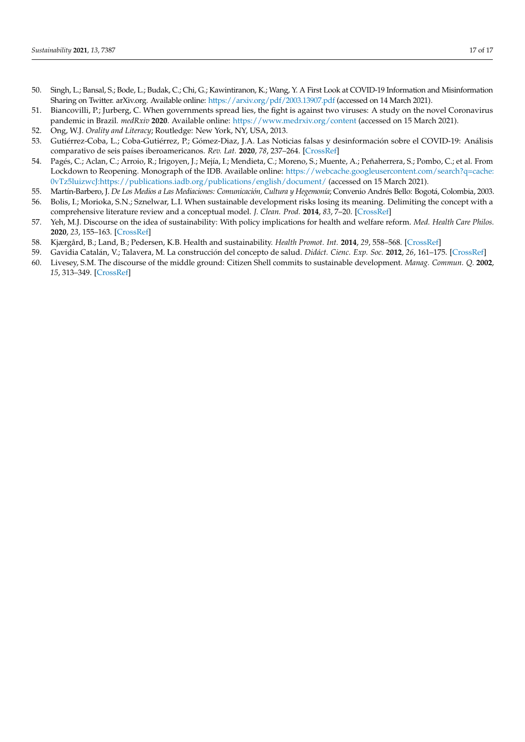50. Singh, L.; Bansal, S.; Bode, L.; Budak, C.; Chi, G.; Kawintiranon, K.; Wang, Y. A First Look at COVID-19 Information and Misinformation Sharing on Twitter. arXiv.org. Available online: https://arxiv.org/pdf/2003.13907.pdf (accessed on 14 March 2021).
51. Biancovilli, P.; Jurberg, C. When governments spread lies, the fight is against two viruses: A study on the novel Coronavirus pandemic in Brazil. *medRxiv* **2020**. Available online: https://www.medrxiv.org/content (accessed on 15 March 2021).
52. Ong, W.J. *Orality and Literacy*; Routledge: New York, NY, USA, 2013.
53. Gutiérrez-Coba, L.; Coba-Gutiérrez, P.; Gómez-Diaz, J.A. Las Noticias falsas y desinformación sobre el COVID-19: Análisis comparativo de seis países iberoamericanos. *Rev. Lat.* **2020**, *78*, 237–264. [CrossRef]
54. Pagés, C.; Aclan, C.; Arroio, R.; Irigoyen, J.; Mejía, I.; Mendieta, C.; Moreno, S.; Muente, A.; Peñaherrera, S.; Pombo, C.; et al. From Lockdown to Reopening. Monograph of the IDB. Available online: https://webcache.googleusercontent.com/search?q=cache:0vTz5luizwcJ:https://publications.iadb.org/publications/english/document/ (accessed on 15 March 2021).
55. Martín-Barbero, J. *De Los Medios a Las Mediaciones: Comunicación, Cultura y Hegemonía*; Convenio Andrés Bello: Bogotá, Colombia, 2003.
56. Bolis, I.; Morioka, S.N.; Sznelwar, L.I. When sustainable development risks losing its meaning. Delimiting the concept with a comprehensive literature review and a conceptual model. *J. Clean. Prod.* **2014**, *83*, 7–20. [CrossRef]
57. Yeh, M.J. Discourse on the idea of sustainability: With policy implications for health and welfare reform. *Med. Health Care Philos.* **2020**, *23*, 155–163. [CrossRef]
58. Kjærgård, B.; Land, B.; Pedersen, K.B. Health and sustainability. *Health Promot. Int.* **2014**, *29*, 558–568. [CrossRef]
59. Gavidia Catalán, V.; Talavera, M. La construcción del concepto de salud. *Didáct. Cienc. Exp. Soc.* **2012**, *26*, 161–175. [CrossRef]
60. Livesey, S.M. The discourse of the middle ground: Citizen Shell commits to sustainable development. *Manag. Commun. Q.* **2002**, *15*, 313–349. [CrossRef]